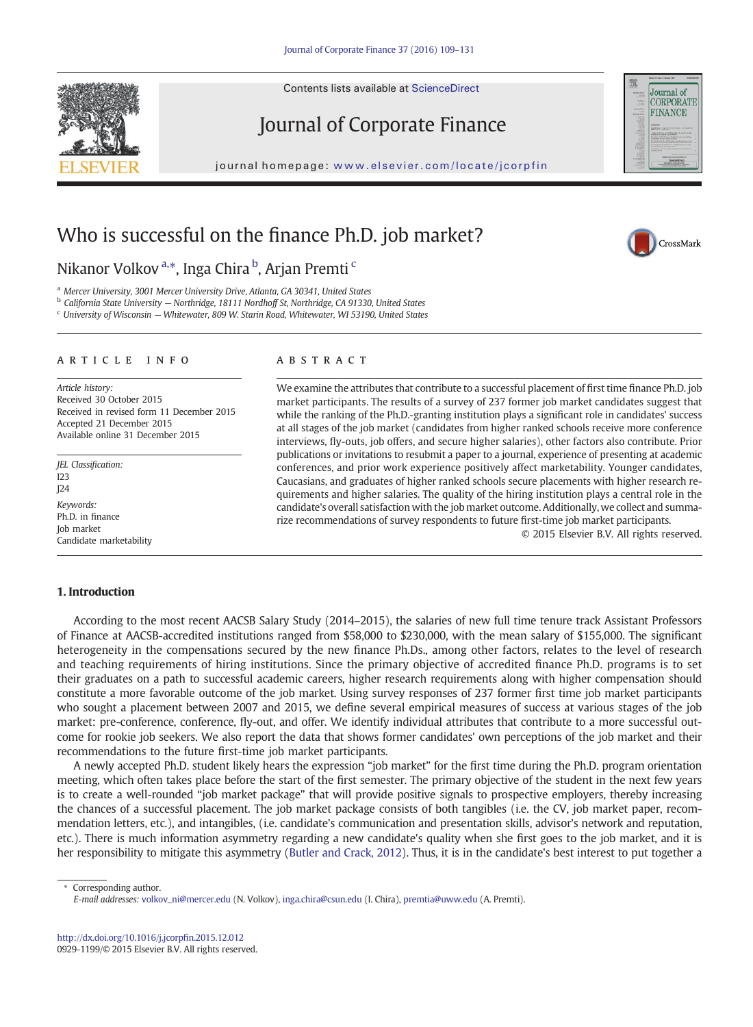Contents lists available at ScienceDirect

Journal of Corporate Finance

journal homepage: www.elsevier.com/locate/jcorpfin

# Who is successful on the finance Ph.D. job market?

Nikanor Volkov [a,*], Inga Chira [b], Arjan Premti [c]

[a] Mercer University, 3001 Mercer University Drive, Atlanta, GA 30341, United States
[b] California State University — Northridge, 18111 Nordhoff St, Northridge, CA 91330, United States
[c] University of Wisconsin — Whitewater, 809 W. Starin Road, Whitewater, WI 53190, United States

**ARTICLE INFO**

*Article history:*
Received 30 October 2015
Received in revised form 11 December 2015
Accepted 21 December 2015
Available online 31 December 2015

*JEL Classification:*
I23
J24

*Keywords:*
Ph.D. in finance
Job market
Candidate marketability

**ABSTRACT**

We examine the attributes that contribute to a successful placement of first time finance Ph.D. job market participants. The results of a survey of 237 former job market candidates suggest that while the ranking of the Ph.D.-granting institution plays a significant role in candidates' success at all stages of the job market (candidates from higher ranked schools receive more conference interviews, fly-outs, job offers, and secure higher salaries), other factors also contribute. Prior publications or invitations to resubmit a paper to a journal, experience of presenting at academic conferences, and prior work experience positively affect marketability. Younger candidates, Caucasians, and graduates of higher ranked schools secure placements with higher research requirements and higher salaries. The quality of the hiring institution plays a central role in the candidate's overall satisfaction with the job market outcome. Additionally, we collect and summarize recommendations of survey respondents to future first-time job market participants.

© 2015 Elsevier B.V. All rights reserved.

## 1. Introduction

According to the most recent AACSB Salary Study (2014–2015), the salaries of new full time tenure track Assistant Professors of Finance at AACSB-accredited institutions ranged from $58,000 to $230,000, with the mean salary of $155,000. The significant heterogeneity in the compensations secured by the new finance Ph.Ds., among other factors, relates to the level of research and teaching requirements of hiring institutions. Since the primary objective of accredited finance Ph.D. programs is to set their graduates on a path to successful academic careers, higher research requirements along with higher compensation should constitute a more favorable outcome of the job market. Using survey responses of 237 former first time job market participants who sought a placement between 2007 and 2015, we define several empirical measures of success at various stages of the job market: pre-conference, conference, fly-out, and offer. We identify individual attributes that contribute to a more successful outcome for rookie job seekers. We also report the data that shows former candidates' own perceptions of the job market and their recommendations to the future first-time job market participants.

A newly accepted Ph.D. student likely hears the expression "job market" for the first time during the Ph.D. program orientation meeting, which often takes place before the start of the first semester. The primary objective of the student in the next few years is to create a well-rounded "job market package" that will provide positive signals to prospective employers, thereby increasing the chances of a successful placement. The job market package consists of both tangibles (i.e. the CV, job market paper, recommendation letters, etc.), and intangibles, (i.e. candidate's communication and presentation skills, advisor's network and reputation, etc.). There is much information asymmetry regarding a new candidate's quality when she first goes to the job market, and it is her responsibility to mitigate this asymmetry (Butler and Crack, 2012). Thus, it is in the candidate's best interest to put together a

---

* Corresponding author.
*E-mail addresses:* volkov_ni@mercer.edu (N. Volkov), inga.chira@csun.edu (I. Chira), premtia@uww.edu (A. Premti).

http://dx.doi.org/10.1016/j.jcorpfin.2015.12.012
0929-1199/© 2015 Elsevier B.V. All rights reserved.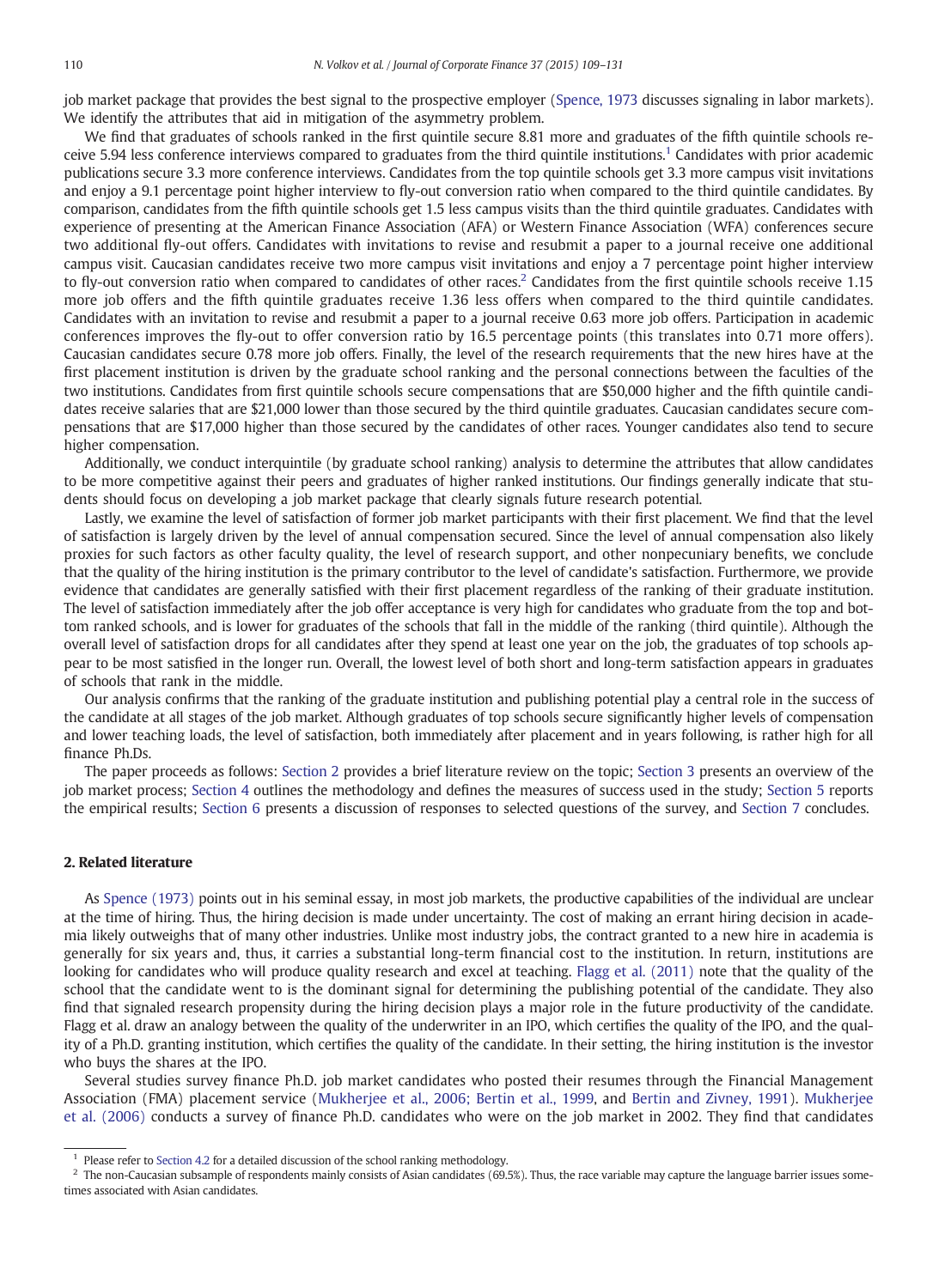job market package that provides the best signal to the prospective employer (Spence, 1973 discusses signaling in labor markets). We identify the attributes that aid in mitigation of the asymmetry problem.

We find that graduates of schools ranked in the first quintile secure 8.81 more and graduates of the fifth quintile schools receive 5.94 less conference interviews compared to graduates from the third quintile institutions.[1] Candidates with prior academic publications secure 3.3 more conference interviews. Candidates from the top quintile schools get 3.3 more campus visit invitations and enjoy a 9.1 percentage point higher interview to fly-out conversion ratio when compared to the third quintile candidates. By comparison, candidates from the fifth quintile schools get 1.5 less campus visits than the third quintile graduates. Candidates with experience of presenting at the American Finance Association (AFA) or Western Finance Association (WFA) conferences secure two additional fly-out offers. Candidates with invitations to revise and resubmit a paper to a journal receive one additional campus visit. Caucasian candidates receive two more campus visit invitations and enjoy a 7 percentage point higher interview to fly-out conversion ratio when compared to candidates of other races.[2] Candidates from the first quintile schools receive 1.15 more job offers and the fifth quintile graduates receive 1.36 less offers when compared to the third quintile candidates. Candidates with an invitation to revise and resubmit a paper to a journal receive 0.63 more job offers. Participation in academic conferences improves the fly-out to offer conversion ratio by 16.5 percentage points (this translates into 0.71 more offers). Caucasian candidates secure 0.78 more job offers. Finally, the level of the research requirements that the new hires have at the first placement institution is driven by the graduate school ranking and the personal connections between the faculties of the two institutions. Candidates from first quintile schools secure compensations that are $50,000 higher and the fifth quintile candidates receive salaries that are $21,000 lower than those secured by the third quintile graduates. Caucasian candidates secure compensations that are $17,000 higher than those secured by the candidates of other races. Younger candidates also tend to secure higher compensation.

Additionally, we conduct interquintile (by graduate school ranking) analysis to determine the attributes that allow candidates to be more competitive against their peers and graduates of higher ranked institutions. Our findings generally indicate that students should focus on developing a job market package that clearly signals future research potential.

Lastly, we examine the level of satisfaction of former job market participants with their first placement. We find that the level of satisfaction is largely driven by the level of annual compensation secured. Since the level of annual compensation also likely proxies for such factors as other faculty quality, the level of research support, and other nonpecuniary benefits, we conclude that the quality of the hiring institution is the primary contributor to the level of candidate's satisfaction. Furthermore, we provide evidence that candidates are generally satisfied with their first placement regardless of the ranking of their graduate institution. The level of satisfaction immediately after the job offer acceptance is very high for candidates who graduate from the top and bottom ranked schools, and is lower for graduates of the schools that fall in the middle of the ranking (third quintile). Although the overall level of satisfaction drops for all candidates after they spend at least one year on the job, the graduates of top schools appear to be most satisfied in the longer run. Overall, the lowest level of both short and long-term satisfaction appears in graduates of schools that rank in the middle.

Our analysis confirms that the ranking of the graduate institution and publishing potential play a central role in the success of the candidate at all stages of the job market. Although graduates of top schools secure significantly higher levels of compensation and lower teaching loads, the level of satisfaction, both immediately after placement and in years following, is rather high for all finance Ph.Ds.

The paper proceeds as follows: Section 2 provides a brief literature review on the topic; Section 3 presents an overview of the job market process; Section 4 outlines the methodology and defines the measures of success used in the study; Section 5 reports the empirical results; Section 6 presents a discussion of responses to selected questions of the survey, and Section 7 concludes.

## 2. Related literature

As Spence (1973) points out in his seminal essay, in most job markets, the productive capabilities of the individual are unclear at the time of hiring. Thus, the hiring decision is made under uncertainty. The cost of making an errant hiring decision in academia likely outweighs that of many other industries. Unlike most industry jobs, the contract granted to a new hire in academia is generally for six years and, thus, it carries a substantial long-term financial cost to the institution. In return, institutions are looking for candidates who will produce quality research and excel at teaching. Flagg et al. (2011) note that the quality of the school that the candidate went to is the dominant signal for determining the publishing potential of the candidate. They also find that signaled research propensity during the hiring decision plays a major role in the future productivity of the candidate. Flagg et al. draw an analogy between the quality of the underwriter in an IPO, which certifies the quality of the IPO, and the quality of a Ph.D. granting institution, which certifies the quality of the candidate. In their setting, the hiring institution is the investor who buys the shares at the IPO.

Several studies survey finance Ph.D. job market candidates who posted their resumes through the Financial Management Association (FMA) placement service (Mukherjee et al., 2006; Bertin et al., 1999, and Bertin and Zivney, 1991). Mukherjee et al. (2006) conducts a survey of finance Ph.D. candidates who were on the job market in 2002. They find that candidates

[1] Please refer to Section 4.2 for a detailed discussion of the school ranking methodology.

[2] The non-Caucasian subsample of respondents mainly consists of Asian candidates (69.5%). Thus, the race variable may capture the language barrier issues sometimes associated with Asian candidates.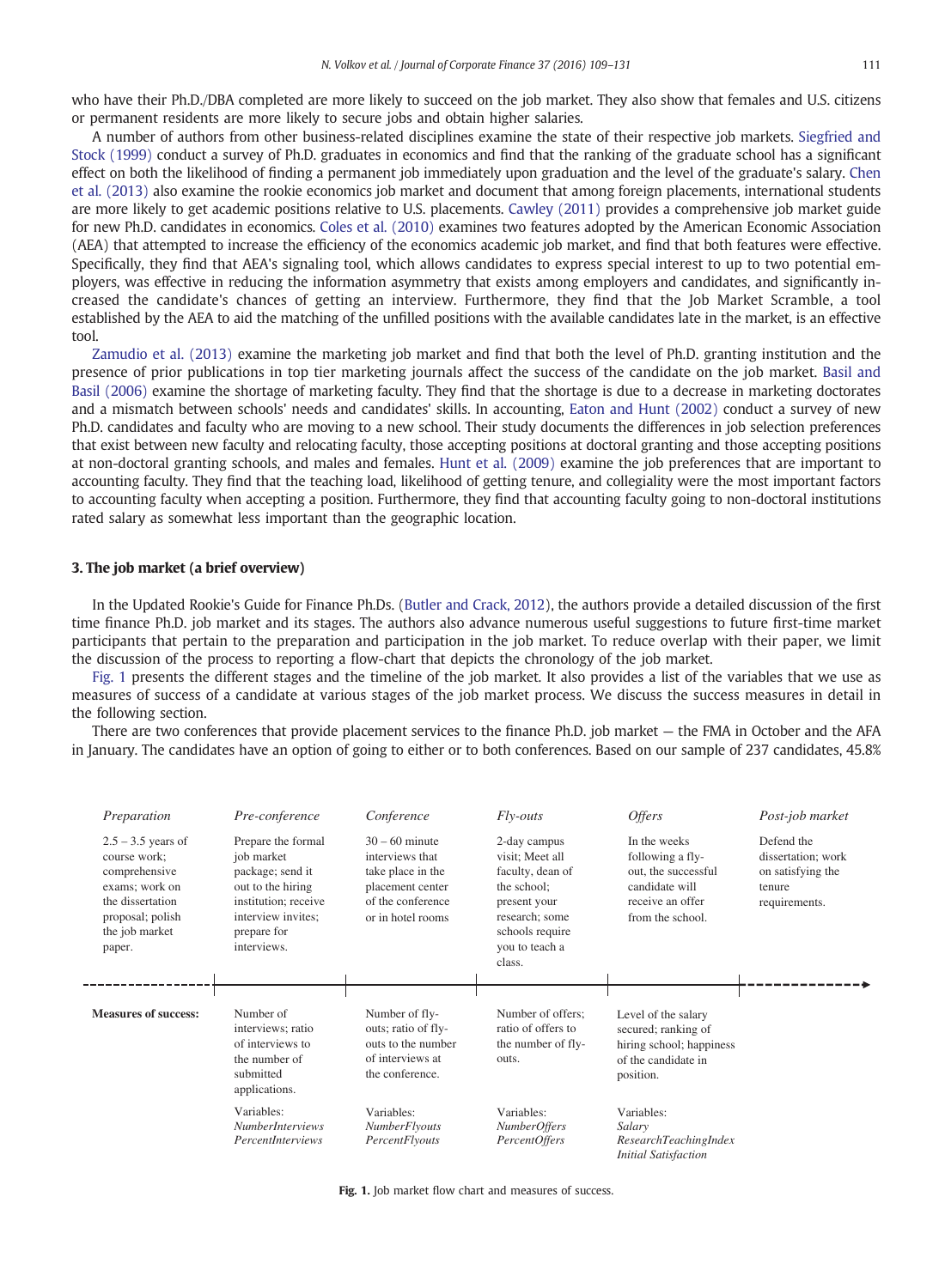who have their Ph.D./DBA completed are more likely to succeed on the job market. They also show that females and U.S. citizens or permanent residents are more likely to secure jobs and obtain higher salaries.

A number of authors from other business-related disciplines examine the state of their respective job markets. Siegfried and Stock (1999) conduct a survey of Ph.D. graduates in economics and find that the ranking of the graduate school has a significant effect on both the likelihood of finding a permanent job immediately upon graduation and the level of the graduate's salary. Chen et al. (2013) also examine the rookie economics job market and document that among foreign placements, international students are more likely to get academic positions relative to U.S. placements. Cawley (2011) provides a comprehensive job market guide for new Ph.D. candidates in economics. Coles et al. (2010) examines two features adopted by the American Economic Association (AEA) that attempted to increase the efficiency of the economics academic job market, and find that both features were effective. Specifically, they find that AEA's signaling tool, which allows candidates to express special interest to up to two potential employers, was effective in reducing the information asymmetry that exists among employers and candidates, and significantly increased the candidate's chances of getting an interview. Furthermore, they find that the Job Market Scramble, a tool established by the AEA to aid the matching of the unfilled positions with the available candidates late in the market, is an effective tool.

Zamudio et al. (2013) examine the marketing job market and find that both the level of Ph.D. granting institution and the presence of prior publications in top tier marketing journals affect the success of the candidate on the job market. Basil and Basil (2006) examine the shortage of marketing faculty. They find that the shortage is due to a decrease in marketing doctorates and a mismatch between schools' needs and candidates' skills. In accounting, Eaton and Hunt (2002) conduct a survey of new Ph.D. candidates and faculty who are moving to a new school. Their study documents the differences in job selection preferences that exist between new faculty and relocating faculty, those accepting positions at doctoral granting and those accepting positions at non-doctoral granting schools, and males and females. Hunt et al. (2009) examine the job preferences that are important to accounting faculty. They find that the teaching load, likelihood of getting tenure, and collegiality were the most important factors to accounting faculty when accepting a position. Furthermore, they find that accounting faculty going to non-doctoral institutions rated salary as somewhat less important than the geographic location.

## 3. The job market (a brief overview)

In the Updated Rookie's Guide for Finance Ph.Ds. (Butler and Crack, 2012), the authors provide a detailed discussion of the first time finance Ph.D. job market and its stages. The authors also advance numerous useful suggestions to future first-time market participants that pertain to the preparation and participation in the job market. To reduce overlap with their paper, we limit the discussion of the process to reporting a flow-chart that depicts the chronology of the job market.

Fig. 1 presents the different stages and the timeline of the job market. It also provides a list of the variables that we use as measures of success of a candidate at various stages of the job market process. We discuss the success measures in detail in the following section.

There are two conferences that provide placement services to the finance Ph.D. job market — the FMA in October and the AFA in January. The candidates have an option of going to either or to both conferences. Based on our sample of 237 candidates, 45.8%

| *Preparation* | *Pre-conference* | *Conference* | *Fly-outs* | *Offers* | *Post-job market* |
|---|---|---|---|---|---|
| 2.5 – 3.5 years of course work; comprehensive exams; work on the dissertation proposal; polish the job market paper. | Prepare the formal job market package; send it out to the hiring institution; receive interview invites; prepare for interviews. | 30 – 60 minute interviews that take place in the placement center of the conference or in hotel rooms | 2-day campus visit; Meet all faculty, dean of the school; present your research; some schools require you to teach a class. | In the weeks following a fly-out, the successful candidate will receive an offer from the school. | Defend the dissertation; work on satisfying the tenure requirements. |
| **Measures of success:** | Number of interviews; ratio of interviews to the number of submitted applications. | Number of fly-outs; ratio of fly-outs to the number of interviews at the conference. | Number of offers; ratio of offers to the number of fly-outs. | Level of the salary secured; ranking of hiring school; happiness of the candidate in position. | |
| | Variables: *NumberInterviews* *PercentInterviews* | Variables: *NumberFlyouts* *PercentFlyouts* | Variables: *NumberOffers* *PercentOffers* | Variables: *Salary* *ResearchTeachingIndex* *Initial Satisfaction* | |

**Fig. 1.** Job market flow chart and measures of success.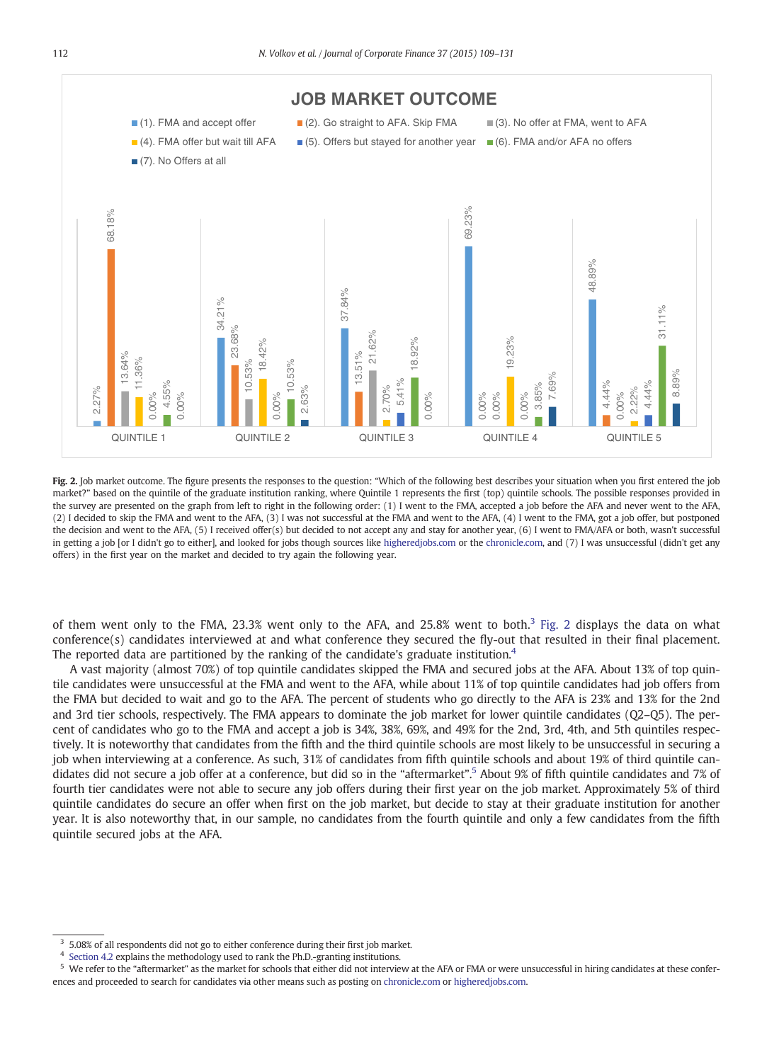**Fig. 2.** Job market outcome. The figure presents the responses to the question: "Which of the following best describes your situation when you first entered the job market?" based on the quintile of the graduate institution ranking, where Quintile 1 represents the first (top) quintile schools. The possible responses provided in the survey are presented on the graph from left to right in the following order: (1) I went to the FMA, accepted a job before the AFA and never went to the AFA, (2) I decided to skip the FMA and went to the AFA, (3) I was not successful at the FMA and went to the AFA, (4) I went to the FMA, got a job offer, but postponed the decision and went to the AFA, (5) I received offer(s) but decided to not accept any and stay for another year, (6) I went to FMA/AFA or both, wasn't successful in getting a job [or I didn't go to either], and looked for jobs though sources like higheredjobs.com or the chronicle.com, and (7) I was unsuccessful (didn't get any offers) in the first year on the market and decided to try again the following year.

of them went only to the FMA, 23.3% went only to the AFA, and 25.8% went to both.[3] Fig. 2 displays the data on what conference(s) candidates interviewed at and what conference they secured the fly-out that resulted in their final placement. The reported data are partitioned by the ranking of the candidate's graduate institution.[4]

A vast majority (almost 70%) of top quintile candidates skipped the FMA and secured jobs at the AFA. About 13% of top quintile candidates were unsuccessful at the FMA and went to the AFA, while about 11% of top quintile candidates had job offers from the FMA but decided to wait and go to the AFA. The percent of students who go directly to the AFA is 23% and 13% for the 2nd and 3rd tier schools, respectively. The FMA appears to dominate the job market for lower quintile candidates (Q2–Q5). The percent of candidates who go to the FMA and accept a job is 34%, 38%, 69%, and 49% for the 2nd, 3rd, 4th, and 5th quintiles respectively. It is noteworthy that candidates from the fifth and the third quintile schools are most likely to be unsuccessful in securing a job when interviewing at a conference. As such, 31% of candidates from fifth quintile schools and about 19% of third quintile candidates did not secure a job offer at a conference, but did so in the "aftermarket".[5] About 9% of fifth quintile candidates and 7% of fourth tier candidates were not able to secure any job offers during their first year on the job market. Approximately 5% of third quintile candidates do secure an offer when first on the job market, but decide to stay at their graduate institution for another year. It is also noteworthy that, in our sample, no candidates from the fourth quintile and only a few candidates from the fifth quintile secured jobs at the AFA.

[3] 5.08% of all respondents did not go to either conference during their first job market.

[4] Section 4.2 explains the methodology used to rank the Ph.D.-granting institutions.

[5] We refer to the "aftermarket" as the market for schools that either did not interview at the AFA or FMA or were unsuccessful in hiring candidates at these conferences and proceeded to search for candidates via other means such as posting on chronicle.com or higheredjobs.com.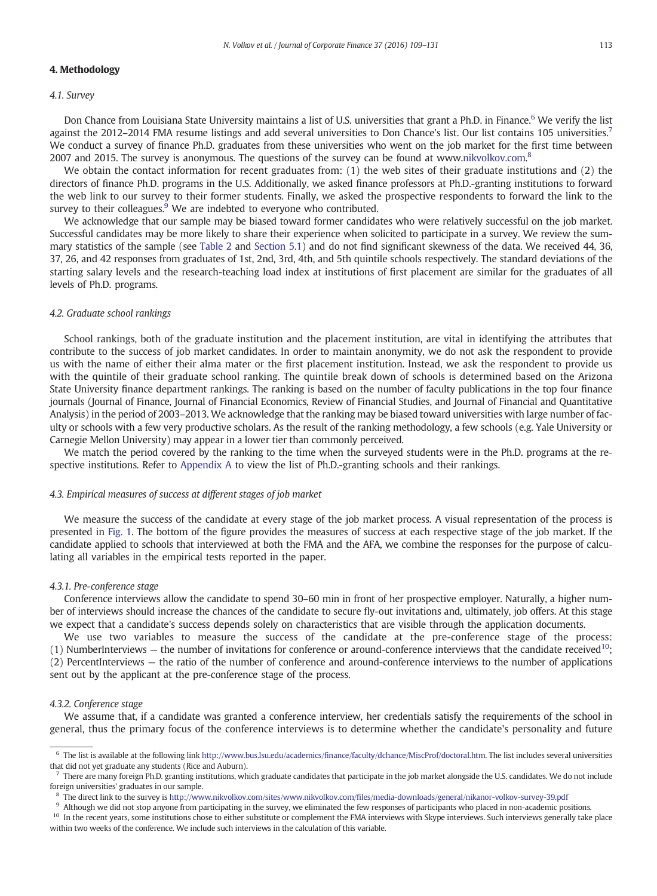## 4. Methodology

### 4.1. Survey

Don Chance from Louisiana State University maintains a list of U.S. universities that grant a Ph.D. in Finance.[6] We verify the list against the 2012–2014 FMA resume listings and add several universities to Don Chance's list. Our list contains 105 universities.[7] We conduct a survey of finance Ph.D. graduates from these universities who went on the job market for the first time between 2007 and 2015. The survey is anonymous. The questions of the survey can be found at www.nikvolkov.com.[8]

We obtain the contact information for recent graduates from: (1) the web sites of their graduate institutions and (2) the directors of finance Ph.D. programs in the U.S. Additionally, we asked finance professors at Ph.D.-granting institutions to forward the web link to our survey to their former students. Finally, we asked the prospective respondents to forward the link to the survey to their colleagues.[9] We are indebted to everyone who contributed.

We acknowledge that our sample may be biased toward former candidates who were relatively successful on the job market. Successful candidates may be more likely to share their experience when solicited to participate in a survey. We review the summary statistics of the sample (see Table 2 and Section 5.1) and do not find significant skewness of the data. We received 44, 36, 37, 26, and 42 responses from graduates of 1st, 2nd, 3rd, 4th, and 5th quintile schools respectively. The standard deviations of the starting salary levels and the research-teaching load index at institutions of first placement are similar for the graduates of all levels of Ph.D. programs.

### 4.2. Graduate school rankings

School rankings, both of the graduate institution and the placement institution, are vital in identifying the attributes that contribute to the success of job market candidates. In order to maintain anonymity, we do not ask the respondent to provide us with the name of either their alma mater or the first placement institution. Instead, we ask the respondent to provide us with the quintile of their graduate school ranking. The quintile break down of schools is determined based on the Arizona State University finance department rankings. The ranking is based on the number of faculty publications in the top four finance journals (Journal of Finance, Journal of Financial Economics, Review of Financial Studies, and Journal of Financial and Quantitative Analysis) in the period of 2003–2013. We acknowledge that the ranking may be biased toward universities with large number of faculty or schools with a few very productive scholars. As the result of the ranking methodology, a few schools (e.g. Yale University or Carnegie Mellon University) may appear in a lower tier than commonly perceived.

We match the period covered by the ranking to the time when the surveyed students were in the Ph.D. programs at the respective institutions. Refer to Appendix A to view the list of Ph.D.-granting schools and their rankings.

### 4.3. Empirical measures of success at different stages of job market

We measure the success of the candidate at every stage of the job market process. A visual representation of the process is presented in Fig. 1. The bottom of the figure provides the measures of success at each respective stage of the job market. If the candidate applied to schools that interviewed at both the FMA and the AFA, we combine the responses for the purpose of calculating all variables in the empirical tests reported in the paper.

#### 4.3.1. Pre-conference stage

Conference interviews allow the candidate to spend 30–60 min in front of her prospective employer. Naturally, a higher number of interviews should increase the chances of the candidate to secure fly-out invitations and, ultimately, job offers. At this stage we expect that a candidate's success depends solely on characteristics that are visible through the application documents.

We use two variables to measure the success of the candidate at the pre-conference stage of the process: (1) NumberInterviews — the number of invitations for conference or around-conference interviews that the candidate received[10]; (2) PercentInterviews — the ratio of the number of conference and around-conference interviews to the number of applications sent out by the applicant at the pre-conference stage of the process.

#### 4.3.2. Conference stage

We assume that, if a candidate was granted a conference interview, her credentials satisfy the requirements of the school in general, thus the primary focus of the conference interviews is to determine whether the candidate's personality and future

---

[6] The list is available at the following link http://www.bus.lsu.edu/academics/finance/faculty/dchance/MiscProf/doctoral.htm. The list includes several universities that did not yet graduate any students (Rice and Auburn).

[7] There are many foreign Ph.D. granting institutions, which graduate candidates that participate in the job market alongside the U.S. candidates. We do not include foreign universities' graduates in our sample.

[8] The direct link to the survey is http://www.nikvolkov.com/sites/www.nikvolkov.com/files/media-downloads/general/nikanor-volkov-survey-39.pdf

[9] Although we did not stop anyone from participating in the survey, we eliminated the few responses of participants who placed in non-academic positions.

[10] In the recent years, some institutions chose to either substitute or complement the FMA interviews with Skype interviews. Such interviews generally take place within two weeks of the conference. We include such interviews in the calculation of this variable.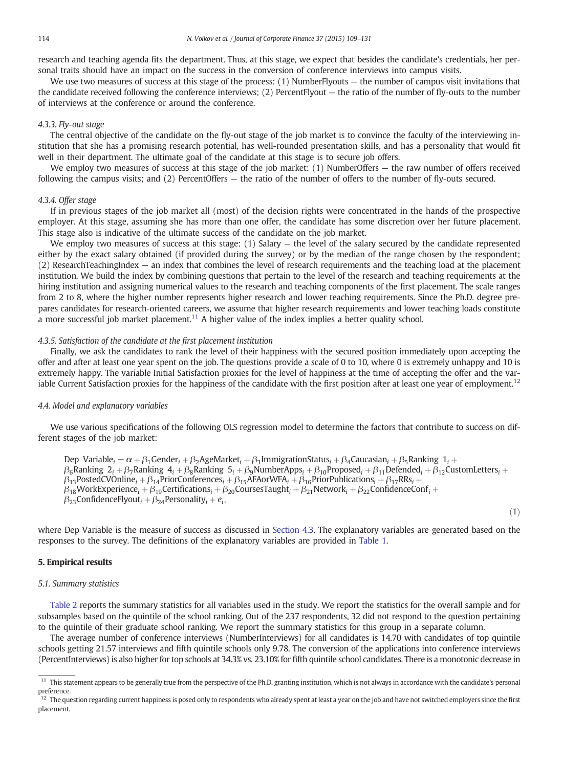research and teaching agenda fits the department. Thus, at this stage, we expect that besides the candidate's credentials, her personal traits should have an impact on the success in the conversion of conference interviews into campus visits.

We use two measures of success at this stage of the process: (1) NumberFlyouts — the number of campus visit invitations that the candidate received following the conference interviews; (2) PercentFlyout — the ratio of the number of fly-outs to the number of interviews at the conference or around the conference.

#### 4.3.3. Fly-out stage

The central objective of the candidate on the fly-out stage of the job market is to convince the faculty of the interviewing institution that she has a promising research potential, has well-rounded presentation skills, and has a personality that would fit well in their department. The ultimate goal of the candidate at this stage is to secure job offers.

We employ two measures of success at this stage of the job market: (1) NumberOffers — the raw number of offers received following the campus visits; and (2) PercentOffers — the ratio of the number of offers to the number of fly-outs secured.

#### 4.3.4. Offer stage

If in previous stages of the job market all (most) of the decision rights were concentrated in the hands of the prospective employer. At this stage, assuming she has more than one offer, the candidate has some discretion over her future placement. This stage also is indicative of the ultimate success of the candidate on the job market.

We employ two measures of success at this stage: (1) Salary — the level of the salary secured by the candidate represented either by the exact salary obtained (if provided during the survey) or by the median of the range chosen by the respondent; (2) ResearchTeachingIndex — an index that combines the level of research requirements and the teaching load at the placement institution. We build the index by combining questions that pertain to the level of the research and teaching requirements at the hiring institution and assigning numerical values to the research and teaching components of the first placement. The scale ranges from 2 to 8, where the higher number represents higher research and lower teaching requirements. Since the Ph.D. degree prepares candidates for research-oriented careers, we assume that higher research requirements and lower teaching loads constitute a more successful job market placement.[11] A higher value of the index implies a better quality school.

#### 4.3.5. Satisfaction of the candidate at the first placement institution

Finally, we ask the candidates to rank the level of their happiness with the secured position immediately upon accepting the offer and after at least one year spent on the job. The questions provide a scale of 0 to 10, where 0 is extremely unhappy and 10 is extremely happy. The variable Initial Satisfaction proxies for the level of happiness at the time of accepting the offer and the variable Current Satisfaction proxies for the happiness of the candidate with the first position after at least one year of employment.[12]

### 4.4. Model and explanatory variables

We use various specifications of the following OLS regression model to determine the factors that contribute to success on different stages of the job market:

$$
\begin{aligned}
\text{Dep Variable}_i = {} & \alpha + \beta_1 \text{Gender}_i + \beta_2 \text{AgeMarket}_i + \beta_3 \text{ImmigrationStatus}_i + \beta_4 \text{Caucasian}_i + \beta_5 \text{Ranking 1}_i + \\
& \beta_6 \text{Ranking 2}_i + \beta_7 \text{Ranking 4}_i + \beta_8 \text{Ranking 5}_i + \beta_9 \text{NumberApps}_i + \beta_{10} \text{Proposed}_i + \beta_{11} \text{Defended}_i + \beta_{12} \text{CustomLetters}_i + \\
& \beta_{13} \text{PostedCVOnline}_i + \beta_{14} \text{PriorConferences}_i + \beta_{15} \text{AFAorWFA}_i + \beta_{16} \text{PriorPublications}_i + \beta_{17} \text{RRs}_i + \\
& \beta_{18} \text{WorkExperience}_i + \beta_{19} \text{Certifications}_i + \beta_{20} \text{CoursesTaught}_i + \beta_{21} \text{Network}_i + \beta_{22} \text{ConfidenceConf}_i + \\
& \beta_{23} \text{ConfidenceFlyout}_i + \beta_{24} \text{Personality}_i + e_i,
\end{aligned}
\tag{1}
$$

where Dep Variable is the measure of success as discussed in Section 4.3. The explanatory variables are generated based on the responses to the survey. The definitions of the explanatory variables are provided in Table 1.

## 5. Empirical results

### 5.1. Summary statistics

Table 2 reports the summary statistics for all variables used in the study. We report the statistics for the overall sample and for subsamples based on the quintile of the school ranking. Out of the 237 respondents, 32 did not respond to the question pertaining to the quintile of their graduate school ranking. We report the summary statistics for this group in a separate column.

The average number of conference interviews (NumberInterviews) for all candidates is 14.70 with candidates of top quintile schools getting 21.57 interviews and fifth quintile schools only 9.78. The conversion of the applications into conference interviews (PercentInterviews) is also higher for top schools at 34.3% vs. 23.10% for fifth quintile school candidates. There is a monotonic decrease in

---

[11] This statement appears to be generally true from the perspective of the Ph.D. granting institution, which is not always in accordance with the candidate's personal preference.

[12] The question regarding current happiness is posed only to respondents who already spent at least a year on the job and have not switched employers since the first placement.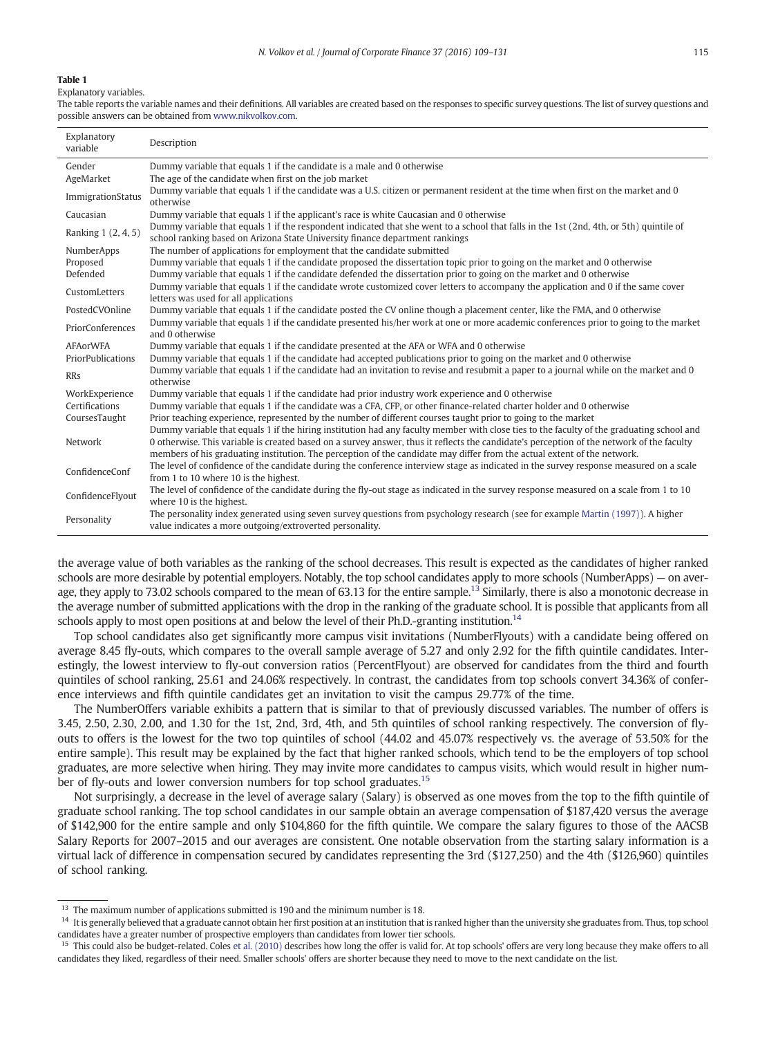**Table 1**

Explanatory variables.

The table reports the variable names and their definitions. All variables are created based on the responses to specific survey questions. The list of survey questions and possible answers can be obtained from www.nikvolkov.com.

| Explanatory variable | Description |
|---|---|
| Gender | Dummy variable that equals 1 if the candidate is a male and 0 otherwise |
| AgeMarket | The age of the candidate when first on the job market |
| ImmigrationStatus | Dummy variable that equals 1 if the candidate was a U.S. citizen or permanent resident at the time when first on the market and 0 otherwise |
| Caucasian | Dummy variable that equals 1 if the applicant's race is white Caucasian and 0 otherwise |
| Ranking 1 (2, 4, 5) | Dummy variable that equals 1 if the respondent indicated that she went to a school that falls in the 1st (2nd, 4th, or 5th) quintile of school ranking based on Arizona State University finance department rankings |
| NumberApps | The number of applications for employment that the candidate submitted |
| Proposed | Dummy variable that equals 1 if the candidate proposed the dissertation topic prior to going on the market and 0 otherwise |
| Defended | Dummy variable that equals 1 if the candidate defended the dissertation prior to going on the market and 0 otherwise |
| CustomLetters | Dummy variable that equals 1 if the candidate wrote customized cover letters to accompany the application and 0 if the same cover letters was used for all applications |
| PostedCVOnline | Dummy variable that equals 1 if the candidate posted the CV online though a placement center, like the FMA, and 0 otherwise |
| PriorConferences | Dummy variable that equals 1 if the candidate presented his/her work at one or more academic conferences prior to going to the market and 0 otherwise |
| AFAorWFA | Dummy variable that equals 1 if the candidate presented at the AFA or WFA and 0 otherwise |
| PriorPublications | Dummy variable that equals 1 if the candidate had accepted publications prior to going on the market and 0 otherwise |
| RRs | Dummy variable that equals 1 if the candidate had an invitation to revise and resubmit a paper to a journal while on the market and 0 otherwise |
| WorkExperience | Dummy variable that equals 1 if the candidate had prior industry work experience and 0 otherwise |
| Certifications | Dummy variable that equals 1 if the candidate was a CFA, CFP, or other finance-related charter holder and 0 otherwise |
| CoursesTaught | Prior teaching experience, represented by the number of different courses taught prior to going to the market |
| Network | Dummy variable that equals 1 if the hiring institution had any faculty member with close ties to the faculty of the graduating school and 0 otherwise. This variable is created based on a survey answer, thus it reflects the candidate's perception of the network of the faculty members of his graduating institution. The perception of the candidate may differ from the actual extent of the network. |
| ConfidenceConf | The level of confidence of the candidate during the conference interview stage as indicated in the survey response measured on a scale from 1 to 10 where 10 is the highest. |
| ConfidenceFlyout | The level of confidence of the candidate during the fly-out stage as indicated in the survey response measured on a scale from 1 to 10 where 10 is the highest. |
| Personality | The personality index generated using seven survey questions from psychology research (see for example Martin (1997)). A higher value indicates a more outgoing/extroverted personality. |

the average value of both variables as the ranking of the school decreases. This result is expected as the candidates of higher ranked schools are more desirable by potential employers. Notably, the top school candidates apply to more schools (NumberApps) — on average, they apply to 73.02 schools compared to the mean of 63.13 for the entire sample.[13] Similarly, there is also a monotonic decrease in the average number of submitted applications with the drop in the ranking of the graduate school. It is possible that applicants from all schools apply to most open positions at and below the level of their Ph.D.-granting institution.[14]

Top school candidates also get significantly more campus visit invitations (NumberFlyouts) with a candidate being offered on average 8.45 fly-outs, which compares to the overall sample average of 5.27 and only 2.92 for the fifth quintile candidates. Interestingly, the lowest interview to fly-out conversion ratios (PercentFlyout) are observed for candidates from the third and fourth quintiles of school ranking, 25.61 and 24.06% respectively. In contrast, the candidates from top schools convert 34.36% of conference interviews and fifth quintile candidates get an invitation to visit the campus 29.77% of the time.

The NumberOffers variable exhibits a pattern that is similar to that of previously discussed variables. The number of offers is 3.45, 2.50, 2.30, 2.00, and 1.30 for the 1st, 2nd, 3rd, 4th, and 5th quintiles of school ranking respectively. The conversion of fly-outs to offers is the lowest for the two top quintiles of school (44.02 and 45.07% respectively vs. the average of 53.50% for the entire sample). This result may be explained by the fact that higher ranked schools, which tend to be the employers of top school graduates, are more selective when hiring. They may invite more candidates to campus visits, which would result in higher number of fly-outs and lower conversion numbers for top school graduates.[15]

Not surprisingly, a decrease in the level of average salary (Salary) is observed as one moves from the top to the fifth quintile of graduate school ranking. The top school candidates in our sample obtain an average compensation of $187,420 versus the average of $142,900 for the entire sample and only $104,860 for the fifth quintile. We compare the salary figures to those of the AACSB Salary Reports for 2007–2015 and our averages are consistent. One notable observation from the starting salary information is a virtual lack of difference in compensation secured by candidates representing the 3rd ($127,250) and the 4th ($126,960) quintiles of school ranking.

[13] The maximum number of applications submitted is 190 and the minimum number is 18.

[14] It is generally believed that a graduate cannot obtain her first position at an institution that is ranked higher than the university she graduates from. Thus, top school candidates have a greater number of prospective employers than candidates from lower tier schools.

[15] This could also be budget-related. Coles et al. (2010) describes how long the offer is valid for. At top schools' offers are very long because they make offers to all candidates they liked, regardless of their need. Smaller schools' offers are shorter because they need to move to the next candidate on the list.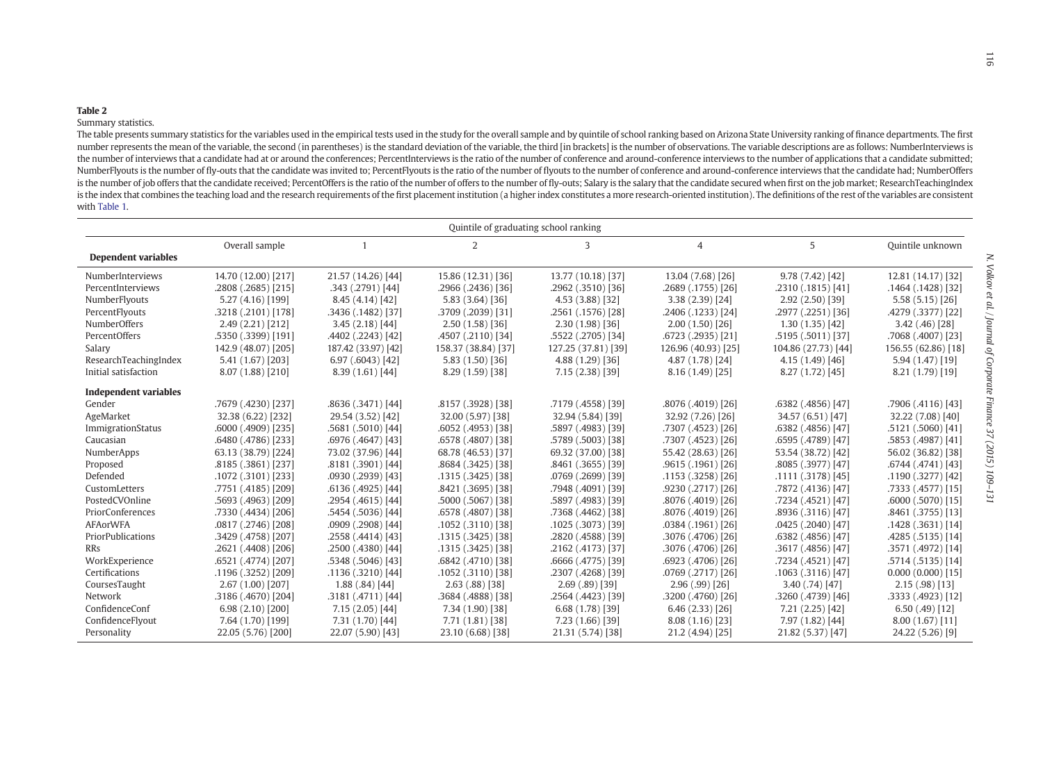**Table 2**

Summary statistics.

The table presents summary statistics for the variables used in the empirical tests used in the study for the overall sample and by quintile of school ranking based on Arizona State University ranking of finance departments. The first number represents the mean of the variable, the second (in parentheses) is the standard deviation of the variable, the third [in brackets] is the number of observations. The variable descriptions are as follows: NumberInterviews is the number of interviews that a candidate had at or around the conferences; PercentInterviews is the ratio of the number of conference and around-conference interviews to the number of applications that a candidate submitted; NumberFlyouts is the number of fly-outs that the candidate was invited to; PercentFlyouts is the ratio of the number of flyouts to the number of conference and around-conference interviews that the candidate had; NumberOffers is the number of job offers that the candidate received; PercentOffers is the ratio of the number of offers to the number of fly-outs; Salary is the salary that the candidate secured when first on the job market; ResearchTeachingIndex is the index that combines the teaching load and the research requirements of the first placement institution (a higher index constitutes a more research-oriented institution). The definitions of the rest of the variables are consistent with Table 1.

| | | Quintile of graduating school ranking | | | | | |
|---|---|---|---|---|---|---|---|
| | Overall sample | 1 | 2 | 3 | 4 | 5 | Quintile unknown |
| **Dependent variables** | | | | | | | |
| NumberInterviews | 14.70 (12.00) [217] | 21.57 (14.26) [44] | 15.86 (12.31) [36] | 13.77 (10.18) [37] | 13.04 (7.68) [26] | 9.78 (7.42) [42] | 12.81 (14.17) [32] |
| PercentInterviews | .2808 (.2685) [215] | .343 (.2791) [44] | .2966 (.2436) [36] | .2962 (.3510) [36] | .2689 (.1755) [26] | .2310 (.1815) [41] | .1464 (.1428) [32] |
| NumberFlyouts | 5.27 (4.16) [199] | 8.45 (4.14) [42] | 5.83 (3.64) [36] | 4.53 (3.88) [32] | 3.38 (2.39) [24] | 2.92 (2.50) [39] | 5.58 (5.15) [26] |
| PercentFlyouts | .3218 (.2101) [178] | .3436 (.1482) [37] | .3709 (.2039) [31] | .2561 (.1576) [28] | .2406 (.1233) [24] | .2977 (.2251) [36] | .4279 (.3377) [22] |
| NumberOffers | 2.49 (2.21) [212] | 3.45 (2.18) [44] | 2.50 (1.58) [36] | 2.30 (1.98) [36] | 2.00 (1.50) [26] | 1.30 (1.35) [42] | 3.42 (.46) [28] |
| PercentOffers | .5350 (.3399) [191] | .4402 (.2243) [42] | .4507 (.2110) [34] | .5522 (.2705) [34] | .6723 (.2935) [21] | .5195 (.5011) [37] | .7068 (.4007) [23] |
| Salary | 142.9 (48.07) [205] | 187.42 (33.97) [42] | 158.37 (38.84) [37] | 127.25 (37.81) [39] | 126.96 (40.93) [25] | 104.86 (27.73) [44] | 156.55 (62.86) [18] |
| ResearchTeachingIndex | 5.41 (1.67) [203] | 6.97 (.6043) [42] | 5.83 (1.50) [36] | 4.88 (1.29) [36] | 4.87 (1.78) [24] | 4.15 (1.49) [46] | 5.94 (1.47) [19] |
| Initial satisfaction | 8.07 (1.88) [210] | 8.39 (1.61) [44] | 8.29 (1.59) [38] | 7.15 (2.38) [39] | 8.16 (1.49) [25] | 8.27 (1.72) [45] | 8.21 (1.79) [19] |
| **Independent variables** | | | | | | | |
| Gender | .7679 (.4230) [237] | .8636 (.3471) [44] | .8157 (.3928) [38] | .7179 (.4558) [39] | .8076 (.4019) [26] | .6382 (.4856) [47] | .7906 (.4116) [43] |
| AgeMarket | 32.38 (6.22) [232] | 29.54 (3.52) [42] | 32.00 (5.97) [38] | 32.94 (5.84) [39] | 32.92 (7.26) [26] | 34.57 (6.51) [47] | 32.22 (7.08) [40] |
| ImmigrationStatus | .6000 (.4909) [235] | .5681 (.5010) [44] | .6052 (.4953) [38] | .5897 (.4983) [39] | .7307 (.4523) [26] | .6382 (.4856) [47] | .5121 (.5060) [41] |
| Caucasian | .6480 (.4786) [233] | .6976 (.4647) [43] | .6578 (.4807) [38] | .5789 (.5003) [38] | .7307 (.4523) [26] | .6595 (.4789) [47] | .5853 (.4987) [41] |
| NumberApps | 63.13 (38.79) [224] | 73.02 (37.96) [44] | 68.78 (46.53) [37] | 69.32 (37.00) [38] | 55.42 (28.63) [26] | 53.54 (38.72) [42] | 56.02 (36.82) [38] |
| Proposed | .8185 (.3861) [237] | .8181 (.3901) [44] | .8684 (.3425) [38] | .8461 (.3655) [39] | .9615 (.1961) [26] | .8085 (.3977) [47] | .6744 (.4741) [43] |
| Defended | .1072 (.3101) [233] | .0930 (.2939) [43] | .1315 (.3425) [38] | .0769 (.2699) [39] | .1153 (.3258) [26] | .1111 (.3178) [45] | .1190 (.3277) [42] |
| CustomLetters | .7751 (.4185) [209] | .6136 (.4925) [44] | .8421 (.3695) [38] | .7948 (.4091) [39] | .9230 (.2717) [26] | .7872 (.4136) [47] | .7333 (.4577) [15] |
| PostedCVOnline | .5693 (.4963) [209] | .2954 (.4615) [44] | .5000 (.5067) [38] | .5897 (.4983) [39] | .8076 (.4019) [26] | .7234 (.4521) [47] | .6000 (.5070) [15] |
| PriorConferences | .7330 (.4434) [206] | .5454 (.5036) [44] | .6578 (.4807) [38] | .7368 (.4462) [38] | .8076 (.4019) [26] | .8936 (.3116) [47] | .8461 (.3755) [13] |
| AFAorWFA | .0817 (.2746) [208] | .0909 (.2908) [44] | .1052 (.3110) [38] | .1025 (.3073) [39] | .0384 (.1961) [26] | .0425 (.2040) [47] | .1428 (.3631) [14] |
| PriorPublications | .3429 (.4758) [207] | .2558 (.4414) [43] | .1315 (.3425) [38] | .2820 (.4588) [39] | .3076 (.4706) [26] | .6382 (.4856) [47] | .4285 (.5135) [14] |
| RRs | .2621 (.4408) [206] | .2500 (.4380) [44] | .1315 (.3425) [38] | .2162 (.4173) [37] | .3076 (.4706) [26] | .3617 (.4856) [47] | .3571 (.4972) [14] |
| WorkExperience | .6521 (.4774) [207] | .5348 (.5046) [43] | .6842 (.4710) [38] | .6666 (.4775) [39] | .6923 (.4706) [26] | .7234 (.4521) [47] | .5714 (.5135) [14] |
| Certifications | .1196 (.3252) [209] | .1136 (.3210) [44] | .1052 (.3110) [38] | .2307 (.4268) [39] | .0769 (.2717) [26] | .1063 (.3116) [47] | 0.000 (0.000) [15] |
| CoursesTaught | 2.67 (1.00) [207] | 1.88 (.84) [44] | 2.63 (.88) [38] | 2.69 (.89) [39] | 2.96 (.99) [26] | 3.40 (.74) [47] | 2.15 (.98) [13] |
| Network | .3186 (.4670) [204] | .3181 (.4711) [44] | .3684 (.4888) [38] | .2564 (.4423) [39] | .3200 (.4760) [26] | .3260 (.4739) [46] | .3333 (.4923) [12] |
| ConfidenceConf | 6.98 (2.10) [200] | 7.15 (2.05) [44] | 7.34 (1.90) [38] | 6.68 (1.78) [39] | 6.46 (2.33) [26] | 7.21 (2.25) [42] | 6.50 (.49) [12] |
| ConfidenceFlyout | 7.64 (1.70) [199] | 7.31 (1.70) [44] | 7.71 (1.81) [38] | 7.23 (1.66) [39] | 8.08 (1.16) [23] | 7.97 (1.82) [44] | 8.00 (1.67) [11] |
| Personality | 22.05 (5.76) [200] | 22.07 (5.90) [43] | 23.10 (6.68) [38] | 21.31 (5.74) [38] | 21.2 (4.94) [25] | 21.82 (5.37) [47] | 24.22 (5.26) [9] |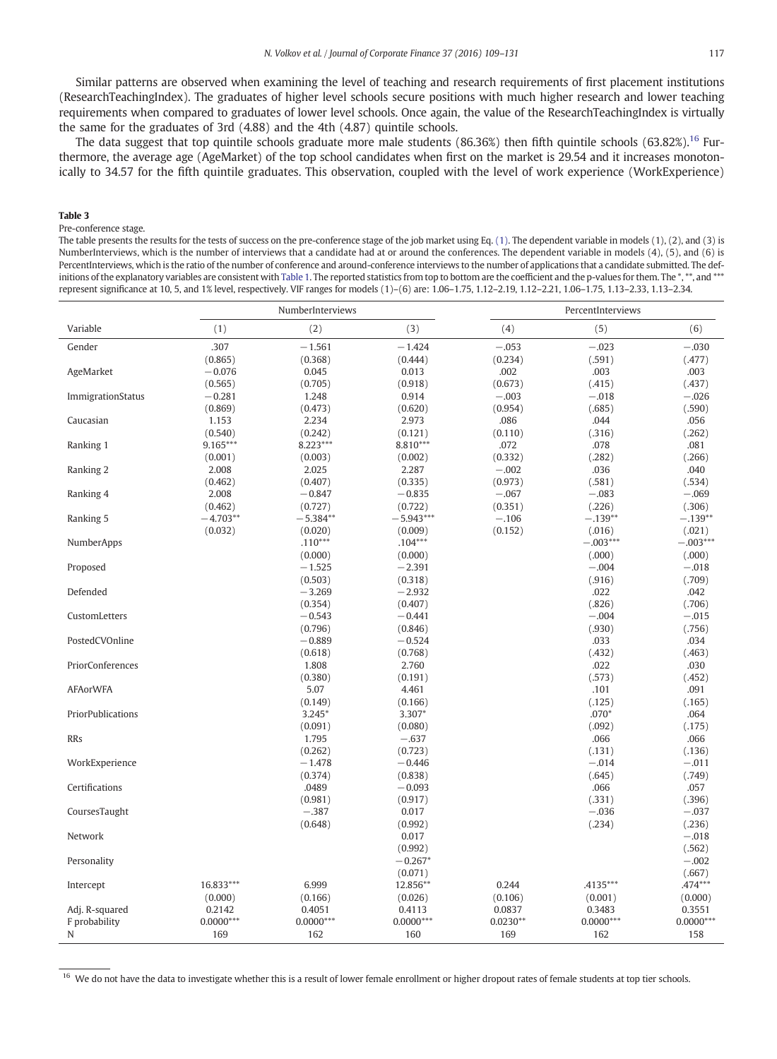Similar patterns are observed when examining the level of teaching and research requirements of first placement institutions (ResearchTeachingIndex). The graduates of higher level schools secure positions with much higher research and lower teaching requirements when compared to graduates of lower level schools. Once again, the value of the ResearchTeachingIndex is virtually the same for the graduates of 3rd (4.88) and the 4th (4.87) quintile schools.

The data suggest that top quintile schools graduate more male students (86.36%) then fifth quintile schools (63.82%).[16] Furthermore, the average age (AgeMarket) of the top school candidates when first on the market is 29.54 and it increases monotonically to 34.57 for the fifth quintile graduates. This observation, coupled with the level of work experience (WorkExperience)

**Table 3**

Pre-conference stage.

The table presents the results for the tests of success on the pre-conference stage of the job market using Eq. (1). The dependent variable in models (1), (2), and (3) is NumberInterviews, which is the number of interviews that a candidate had at or around the conferences. The dependent variable in models (4), (5), and (6) is PercentInterviews, which is the ratio of the number of conference and around-conference interviews to the number of applications that a candidate submitted. The definitions of the explanatory variables are consistent with Table 1. The reported statistics from top to bottom are the coefficient and the p-values for them. The *, **, and *** represent significance at 10, 5, and 1% level, respectively. VIF ranges for models (1)–(6) are: 1.06–1.75, 1.12–2.19, 1.12–2.21, 1.06–1.75, 1.13–2.33, 1.13–2.34.

| | NumberInterviews | | | PercentInterviews | | |
|---|---|---|---|---|---|---|
| Variable | (1) | (2) | (3) | (4) | (5) | (6) |
| Gender | .307 | −1.561 | −1.424 | −.053 | −.023 | −.030 |
| | (0.865) | (0.368) | (0.444) | (0.234) | (.591) | (.477) |
| AgeMarket | −0.076 | 0.045 | 0.013 | .002 | .003 | .003 |
| | (0.565) | (0.705) | (0.918) | (0.673) | (.415) | (.437) |
| ImmigrationStatus | −0.281 | 1.248 | 0.914 | −.003 | −.018 | −.026 |
| | (0.869) | (0.473) | (0.620) | (0.954) | (.685) | (.590) |
| Caucasian | 1.153 | 2.234 | 2.973 | .086 | .044 | .056 |
| | (0.540) | (0.242) | (0.121) | (0.110) | (.316) | (.262) |
| Ranking 1 | 9.165*** | 8.223*** | 8.810*** | .072 | .078 | .081 |
| | (0.001) | (0.003) | (0.002) | (0.332) | (.282) | (.266) |
| Ranking 2 | 2.008 | 2.025 | 2.287 | −.002 | .036 | .040 |
| | (0.462) | (0.407) | (0.335) | (0.973) | (.581) | (.534) |
| Ranking 4 | 2.008 | −0.847 | −0.835 | −.067 | −.083 | −.069 |
| | (0.462) | (0.727) | (0.722) | (0.351) | (.226) | (.306) |
| Ranking 5 | −4.703** | −5.384** | −5.943*** | −.106 | −.139** | −.139** |
| | (0.032) | (0.020) | (0.009) | (0.152) | (.016) | (.021) |
| NumberApps | | .110*** | .104*** | | −.003*** | −.003*** |
| | | (0.000) | (0.000) | | (.000) | (.000) |
| Proposed | | −1.525 | −2.391 | | −.004 | −.018 |
| | | (0.503) | (0.318) | | (.916) | (.709) |
| Defended | | −3.269 | −2.932 | | .022 | .042 |
| | | (0.354) | (0.407) | | (.826) | (.706) |
| CustomLetters | | −0.543 | −0.441 | | −.004 | −.015 |
| | | (0.796) | (0.846) | | (.930) | (.756) |
| PostedCVOnline | | −0.889 | −0.524 | | .033 | .034 |
| | | (0.618) | (0.768) | | (.432) | (.463) |
| PriorConferences | | 1.808 | 2.760 | | .022 | .030 |
| | | (0.380) | (0.191) | | (.573) | (.452) |
| AFAorWFA | | 5.07 | 4.461 | | .101 | .091 |
| | | (0.149) | (0.166) | | (.125) | (.165) |
| PriorPublications | | 3.245* | 3.307* | | .070* | .064 |
| | | (0.091) | (0.080) | | (.092) | (.175) |
| RRs | | 1.795 | −.637 | | .066 | .066 |
| | | (0.262) | (0.723) | | (.131) | (.136) |
| WorkExperience | | −1.478 | −0.446 | | −.014 | −.011 |
| | | (0.374) | (0.838) | | (.645) | (.749) |
| Certifications | | .0489 | −0.093 | | .066 | .057 |
| | | (0.981) | (0.917) | | (.331) | (.396) |
| CoursesTaught | | −.387 | 0.017 | | −.036 | −.037 |
| | | (0.648) | (0.992) | | (.234) | (.236) |
| Network | | | 0.017 | | | −.018 |
| | | | (0.992) | | | (.562) |
| Personality | | | −0.267* | | | −.002 |
| | | | (0.071) | | | (.667) |
| Intercept | 16.833*** | 6.999 | 12.856** | 0.244 | .4135*** | .474*** |
| | (0.000) | (0.166) | (0.026) | (0.106) | (0.001) | (0.000) |
| Adj. R-squared | 0.2142 | 0.4051 | 0.4113 | 0.0837 | 0.3483 | 0.3551 |
| F probability | 0.0000*** | 0.0000*** | 0.0000*** | 0.0230** | 0.0000*** | 0.0000*** |
| N | 169 | 162 | 160 | 169 | 162 | 158 |

[16] We do not have the data to investigate whether this is a result of lower female enrollment or higher dropout rates of female students at top tier schools.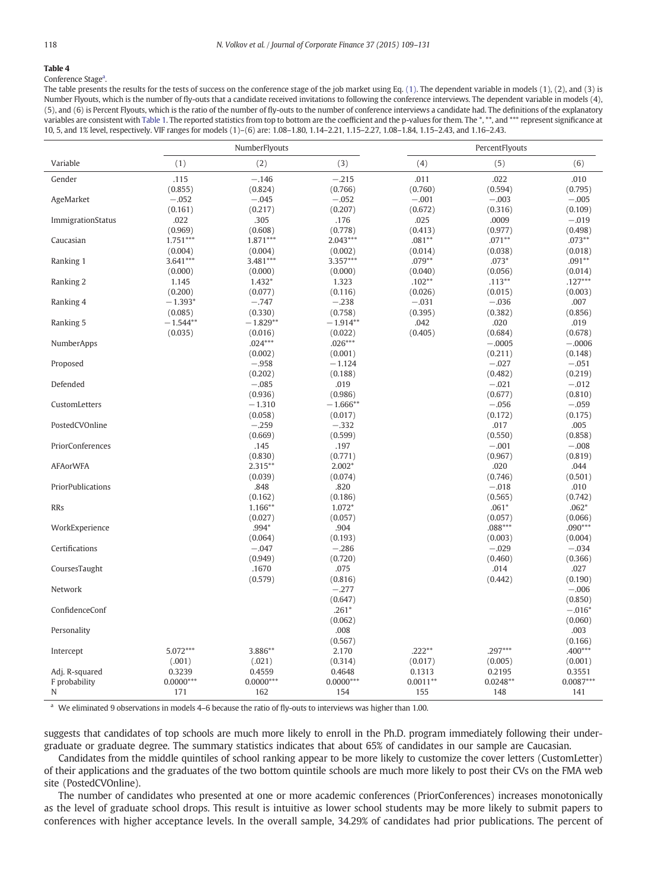**Table 4**

Conference Stage[a].

The table presents the results for the tests of success on the conference stage of the job market using Eq. (1). The dependent variable in models (1), (2), and (3) is Number Flyouts, which is the number of fly-outs that a candidate received invitations to following the conference interviews. The dependent variable in models (4), (5), and (6) is Percent Flyouts, which is the ratio of the number of fly-outs to the number of conference interviews a candidate had. The definitions of the explanatory variables are consistent with Table 1. The reported statistics from top to bottom are the coefficient and the p-values for them. The *, **, and *** represent significance at 10, 5, and 1% level, respectively. VIF ranges for models (1)–(6) are: 1.08–1.80, 1.14–2.21, 1.15–2.27, 1.08–1.84, 1.15–2.43, and 1.16–2.43.

| | NumberFlyouts | | | PercentFlyouts | | |
|---|---|---|---|---|---|---|
| Variable | (1) | (2) | (3) | (4) | (5) | (6) |
| Gender | .115 | −.146 | −.215 | .011 | .022 | .010 |
| | (0.855) | (0.824) | (0.766) | (0.760) | (0.594) | (0.795) |
| AgeMarket | −.052 | −.045 | −.052 | −.001 | −.003 | −.005 |
| | (0.161) | (0.217) | (0.207) | (0.672) | (0.316) | (0.109) |
| ImmigrationStatus | .022 | .305 | .176 | .025 | .0009 | −.019 |
| | (0.969) | (0.608) | (0.778) | (0.413) | (0.977) | (0.498) |
| Caucasian | 1.751*** | 1.871*** | 2.043*** | .081** | .071** | .073** |
| | (0.004) | (0.004) | (0.002) | (0.014) | (0.038) | (0.018) |
| Ranking 1 | 3.641*** | 3.481*** | 3.357*** | .079** | .073* | .091** |
| | (0.000) | (0.000) | (0.000) | (0.040) | (0.056) | (0.014) |
| Ranking 2 | 1.145 | 1.432* | 1.323 | .102** | .113** | .127*** |
| | (0.200) | (0.077) | (0.116) | (0.026) | (0.015) | (0.003) |
| Ranking 4 | −1.393* | −.747 | −.238 | −.031 | −.036 | .007 |
| | (0.085) | (0.330) | (0.758) | (0.395) | (0.382) | (0.856) |
| Ranking 5 | −1.544** | −1.829** | −1.914** | .042 | .020 | .019 |
| | (0.035) | (0.016) | (0.022) | (0.405) | (0.684) | (0.678) |
| NumberApps | | .024*** | .026*** | | −.0005 | −.0006 |
| | | (0.002) | (0.001) | | (0.211) | (0.148) |
| Proposed | | −.958 | −1.124 | | −.027 | −.051 |
| | | (0.202) | (0.188) | | (0.482) | (0.219) |
| Defended | | −.085 | .019 | | −.021 | −.012 |
| | | (0.936) | (0.986) | | (0.677) | (0.810) |
| CustomLetters | | −1.310 | −1.666** | | −.056 | −.059 |
| | | (0.058) | (0.017) | | (0.172) | (0.175) |
| PostedCVOnline | | −.259 | −.332 | | .017 | .005 |
| | | (0.669) | (0.599) | | (0.550) | (0.858) |
| PriorConferences | | .145 | .197 | | −.001 | −.008 |
| | | (0.830) | (0.771) | | (0.967) | (0.819) |
| AFAorWFA | | 2.315** | 2.002* | | .020 | .044 |
| | | (0.039) | (0.074) | | (0.746) | (0.501) |
| PriorPublications | | .848 | .820 | | −.018 | .010 |
| | | (0.162) | (0.186) | | (0.565) | (0.742) |
| RRs | | 1.166** | 1.072* | | .061* | .062* |
| | | (0.027) | (0.057) | | (0.057) | (0.066) |
| WorkExperience | | .994* | .904 | | .088*** | .090*** |
| | | (0.064) | (0.193) | | (0.003) | (0.004) |
| Certifications | | −.047 | −.286 | | −.029 | −.034 |
| | | (0.949) | (0.720) | | (0.460) | (0.366) |
| CoursesTaught | | .1670 | .075 | | .014 | .027 |
| | | (0.579) | (0.816) | | (0.442) | (0.190) |
| Network | | | −.277 | | | −.006 |
| | | | (0.647) | | | (0.850) |
| ConfidenceConf | | | .261* | | | −.016* |
| | | | (0.062) | | | (0.060) |
| Personality | | | .008 | | | .003 |
| | | | (0.567) | | | (0.166) |
| Intercept | 5.072*** | 3.886** | 2.170 | .222** | .297*** | .400*** |
| | (.001) | (.021) | (0.314) | (0.017) | (0.005) | (0.001) |
| Adj. R-squared | 0.3239 | 0.4559 | 0.4648 | 0.1313 | 0.2195 | 0.3551 |
| F probability | 0.0000*** | 0.0000*** | 0.0000*** | 0.0011** | 0.0248** | 0.0087*** |
| N | 171 | 162 | 154 | 155 | 148 | 141 |

[a] We eliminated 9 observations in models 4–6 because the ratio of fly-outs to interviews was higher than 1.00.

suggests that candidates of top schools are much more likely to enroll in the Ph.D. program immediately following their undergraduate or graduate degree. The summary statistics indicates that about 65% of candidates in our sample are Caucasian.

Candidates from the middle quintiles of school ranking appear to be more likely to customize the cover letters (CustomLetter) of their applications and the graduates of the two bottom quintile schools are much more likely to post their CVs on the FMA web site (PostedCVOnline).

The number of candidates who presented at one or more academic conferences (PriorConferences) increases monotonically as the level of graduate school drops. This result is intuitive as lower school students may be more likely to submit papers to conferences with higher acceptance levels. In the overall sample, 34.29% of candidates had prior publications. The percent of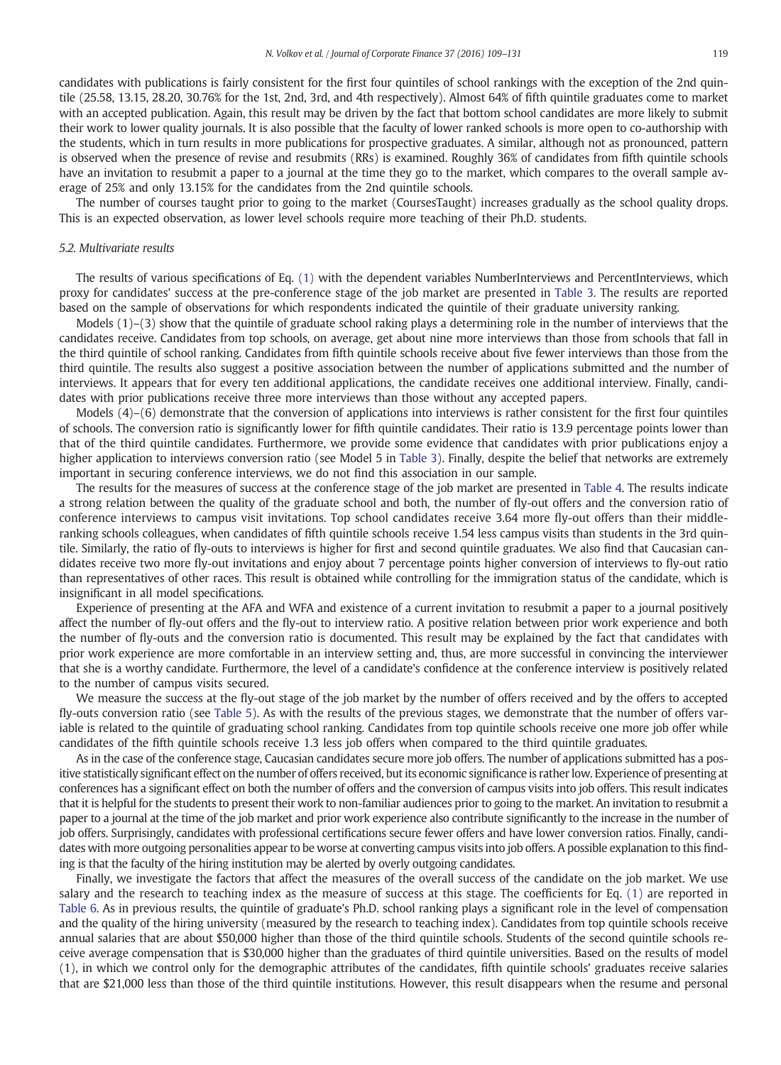candidates with publications is fairly consistent for the first four quintiles of school rankings with the exception of the 2nd quintile (25.58, 13.15, 28.20, 30.76% for the 1st, 2nd, 3rd, and 4th respectively). Almost 64% of fifth quintile graduates come to market with an accepted publication. Again, this result may be driven by the fact that bottom school candidates are more likely to submit their work to lower quality journals. It is also possible that the faculty of lower ranked schools is more open to co-authorship with the students, which in turn results in more publications for prospective graduates. A similar, although not as pronounced, pattern is observed when the presence of revise and resubmits (RRs) is examined. Roughly 36% of candidates from fifth quintile schools have an invitation to resubmit a paper to a journal at the time they go to the market, which compares to the overall sample average of 25% and only 13.15% for the candidates from the 2nd quintile schools.

The number of courses taught prior to going to the market (CoursesTaught) increases gradually as the school quality drops. This is an expected observation, as lower level schools require more teaching of their Ph.D. students.

### 5.2. Multivariate results

The results of various specifications of Eq. (1) with the dependent variables NumberInterviews and PercentInterviews, which proxy for candidates' success at the pre-conference stage of the job market are presented in Table 3. The results are reported based on the sample of observations for which respondents indicated the quintile of their graduate university ranking.

Models (1)–(3) show that the quintile of graduate school raking plays a determining role in the number of interviews that the candidates receive. Candidates from top schools, on average, get about nine more interviews than those from schools that fall in the third quintile of school ranking. Candidates from fifth quintile schools receive about five fewer interviews than those from the third quintile. The results also suggest a positive association between the number of applications submitted and the number of interviews. It appears that for every ten additional applications, the candidate receives one additional interview. Finally, candidates with prior publications receive three more interviews than those without any accepted papers.

Models (4)–(6) demonstrate that the conversion of applications into interviews is rather consistent for the first four quintiles of schools. The conversion ratio is significantly lower for fifth quintile candidates. Their ratio is 13.9 percentage points lower than that of the third quintile candidates. Furthermore, we provide some evidence that candidates with prior publications enjoy a higher application to interviews conversion ratio (see Model 5 in Table 3). Finally, despite the belief that networks are extremely important in securing conference interviews, we do not find this association in our sample.

The results for the measures of success at the conference stage of the job market are presented in Table 4. The results indicate a strong relation between the quality of the graduate school and both, the number of fly-out offers and the conversion ratio of conference interviews to campus visit invitations. Top school candidates receive 3.64 more fly-out offers than their middle-ranking schools colleagues, when candidates of fifth quintile schools receive 1.54 less campus visits than students in the 3rd quintile. Similarly, the ratio of fly-outs to interviews is higher for first and second quintile graduates. We also find that Caucasian candidates receive two more fly-out invitations and enjoy about 7 percentage points higher conversion of interviews to fly-out ratio than representatives of other races. This result is obtained while controlling for the immigration status of the candidate, which is insignificant in all model specifications.

Experience of presenting at the AFA and WFA and existence of a current invitation to resubmit a paper to a journal positively affect the number of fly-out offers and the fly-out to interview ratio. A positive relation between prior work experience and both the number of fly-outs and the conversion ratio is documented. This result may be explained by the fact that candidates with prior work experience are more comfortable in an interview setting and, thus, are more successful in convincing the interviewer that she is a worthy candidate. Furthermore, the level of a candidate's confidence at the conference interview is positively related to the number of campus visits secured.

We measure the success at the fly-out stage of the job market by the number of offers received and by the offers to accepted fly-outs conversion ratio (see Table 5). As with the results of the previous stages, we demonstrate that the number of offers variable is related to the quintile of graduating school ranking. Candidates from top quintile schools receive one more job offer while candidates of the fifth quintile schools receive 1.3 less job offers when compared to the third quintile graduates.

As in the case of the conference stage, Caucasian candidates secure more job offers. The number of applications submitted has a positive statistically significant effect on the number of offers received, but its economic significance is rather low. Experience of presenting at conferences has a significant effect on both the number of offers and the conversion of campus visits into job offers. This result indicates that it is helpful for the students to present their work to non-familiar audiences prior to going to the market. An invitation to resubmit a paper to a journal at the time of the job market and prior work experience also contribute significantly to the increase in the number of job offers. Surprisingly, candidates with professional certifications secure fewer offers and have lower conversion ratios. Finally, candidates with more outgoing personalities appear to be worse at converting campus visits into job offers. A possible explanation to this finding is that the faculty of the hiring institution may be alerted by overly outgoing candidates.

Finally, we investigate the factors that affect the measures of the overall success of the candidate on the job market. We use salary and the research to teaching index as the measure of success at this stage. The coefficients for Eq. (1) are reported in Table 6. As in previous results, the quintile of graduate's Ph.D. school ranking plays a significant role in the level of compensation and the quality of the hiring university (measured by the research to teaching index). Candidates from top quintile schools receive annual salaries that are about $50,000 higher than those of the third quintile schools. Students of the second quintile schools receive average compensation that is $30,000 higher than the graduates of third quintile universities. Based on the results of model (1), in which we control only for the demographic attributes of the candidates, fifth quintile schools' graduates receive salaries that are $21,000 less than those of the third quintile institutions. However, this result disappears when the resume and personal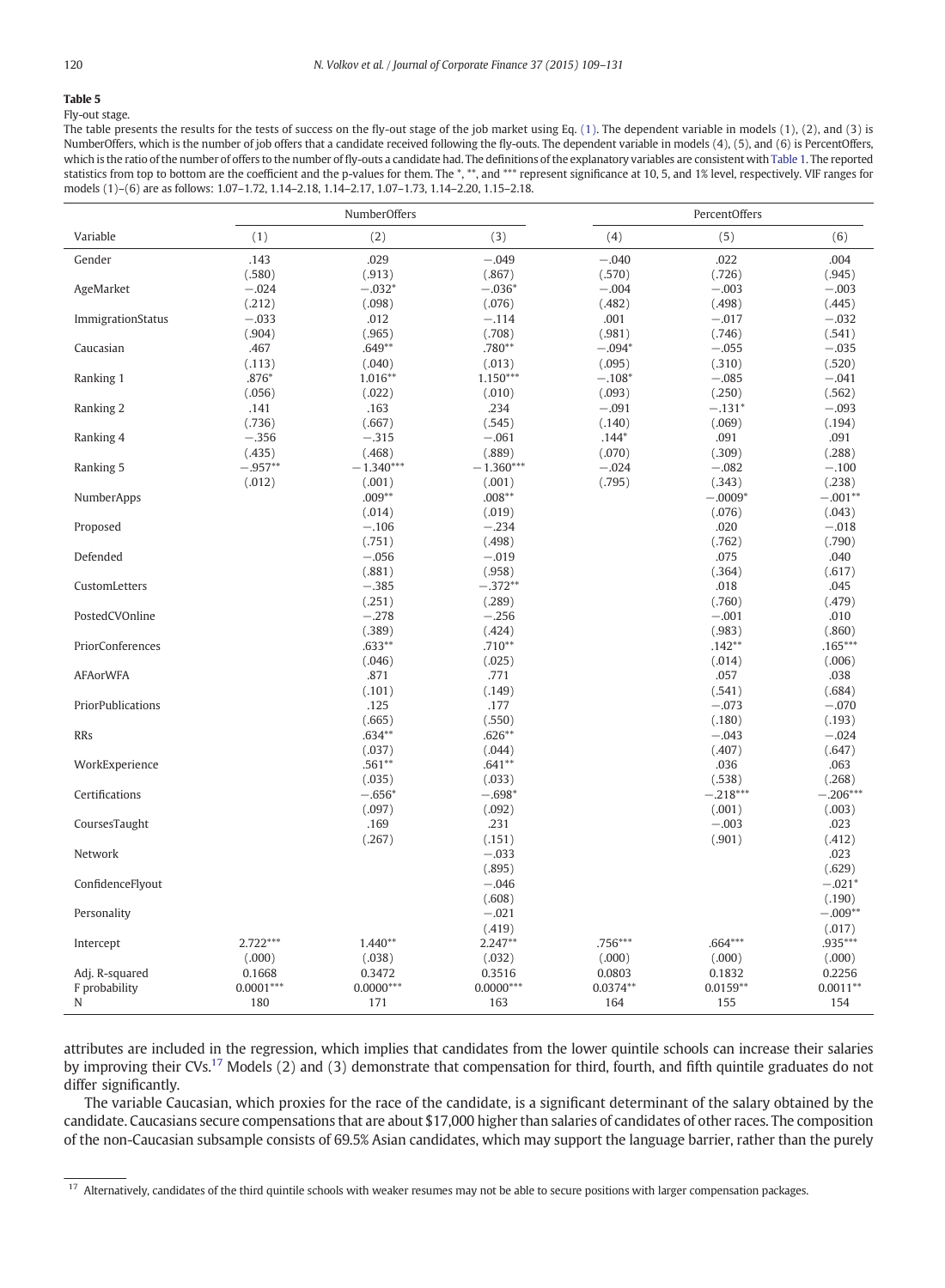**Table 5**

Fly-out stage.

The table presents the results for the tests of success on the fly-out stage of the job market using Eq. (1). The dependent variable in models (1), (2), and (3) is NumberOffers, which is the number of job offers that a candidate received following the fly-outs. The dependent variable in models (4), (5), and (6) is PercentOffers, which is the ratio of the number of offers to the number of fly-outs a candidate had. The definitions of the explanatory variables are consistent with Table 1. The reported statistics from top to bottom are the coefficient and the p-values for them. The *, **, and *** represent significance at 10, 5, and 1% level, respectively. VIF ranges for models (1)–(6) are as follows: 1.07–1.72, 1.14–2.18, 1.14–2.17, 1.07–1.73, 1.14–2.20, 1.15–2.18.

| | NumberOffers | | | PercentOffers | | |
|---|---|---|---|---|---|---|
| Variable | (1) | (2) | (3) | (4) | (5) | (6) |
| Gender | .143 | .029 | −.049 | −.040 | .022 | .004 |
| | (.580) | (.913) | (.867) | (.570) | (.726) | (.945) |
| AgeMarket | −.024 | −.032* | −.036* | −.004 | −.003 | −.003 |
| | (.212) | (.098) | (.076) | (.482) | (.498) | (.445) |
| ImmigrationStatus | −.033 | .012 | −.114 | .001 | −.017 | −.032 |
| | (.904) | (.965) | (.708) | (.981) | (.746) | (.541) |
| Caucasian | .467 | .649** | .780** | −.094* | −.055 | −.035 |
| | (.113) | (.040) | (.013) | (.095) | (.310) | (.520) |
| Ranking 1 | .876* | 1.016** | 1.150*** | −.108* | −.085 | −.041 |
| | (.056) | (.022) | (.010) | (.093) | (.250) | (.562) |
| Ranking 2 | .141 | .163 | .234 | −.091 | −.131* | −.093 |
| | (.736) | (.667) | (.545) | (.140) | (.069) | (.194) |
| Ranking 4 | −.356 | −.315 | −.061 | .144* | .091 | .091 |
| | (.435) | (.468) | (.889) | (.070) | (.309) | (.288) |
| Ranking 5 | −.957** | −1.340*** | −1.360*** | −.024 | −.082 | −.100 |
| | (.012) | (.001) | (.001) | (.795) | (.343) | (.238) |
| NumberApps | | .009** | .008** | | −.0009* | −.001** |
| | | (.014) | (.019) | | (.076) | (.043) |
| Proposed | | −.106 | −.234 | | .020 | −.018 |
| | | (.751) | (.498) | | (.762) | (.790) |
| Defended | | −.056 | −.019 | | .075 | .040 |
| | | (.881) | (.958) | | (.364) | (.617) |
| CustomLetters | | −.385 | −.372** | | .018 | .045 |
| | | (.251) | (.289) | | (.760) | (.479) |
| PostedCVOnline | | −.278 | −.256 | | −.001 | .010 |
| | | (.389) | (.424) | | (.983) | (.860) |
| PriorConferences | | .633** | .710** | | .142** | .165*** |
| | | (.046) | (.025) | | (.014) | (.006) |
| AFAorWFA | | .871 | .771 | | .057 | .038 |
| | | (.101) | (.149) | | (.541) | (.684) |
| PriorPublications | | .125 | .177 | | −.073 | −.070 |
| | | (.665) | (.550) | | (.180) | (.193) |
| RRs | | .634** | .626** | | −.043 | −.024 |
| | | (.037) | (.044) | | (.407) | (.647) |
| WorkExperience | | .561** | .641** | | .036 | .063 |
| | | (.035) | (.033) | | (.538) | (.268) |
| Certifications | | −.656* | −.698* | | −.218*** | −.206*** |
| | | (.097) | (.092) | | (.001) | (.003) |
| CoursesTaught | | .169 | .231 | | −.003 | .023 |
| | | (.267) | (.151) | | (.901) | (.412) |
| Network | | | −.033 | | | .023 |
| | | | (.895) | | | (.629) |
| ConfidenceFlyout | | | −.046 | | | −.021* |
| | | | (.608) | | | (.190) |
| Personality | | | −.021 | | | −.009** |
| | | | (.419) | | | (.017) |
| Intercept | 2.722*** | 1.440** | 2.247** | .756*** | .664*** | .935*** |
| | (.000) | (.038) | (.032) | (.000) | (.000) | (.000) |
| Adj. R-squared | 0.1668 | 0.3472 | 0.3516 | 0.0803 | 0.1832 | 0.2256 |
| F probability | 0.0001*** | 0.0000*** | 0.0000*** | 0.0374** | 0.0159** | 0.0011** |
| N | 180 | 171 | 163 | 164 | 155 | 154 |

attributes are included in the regression, which implies that candidates from the lower quintile schools can increase their salaries by improving their CVs.[17] Models (2) and (3) demonstrate that compensation for third, fourth, and fifth quintile graduates do not differ significantly.

The variable Caucasian, which proxies for the race of the candidate, is a significant determinant of the salary obtained by the candidate. Caucasians secure compensations that are about $17,000 higher than salaries of candidates of other races. The composition of the non-Caucasian subsample consists of 69.5% Asian candidates, which may support the language barrier, rather than the purely

[17] Alternatively, candidates of the third quintile schools with weaker resumes may not be able to secure positions with larger compensation packages.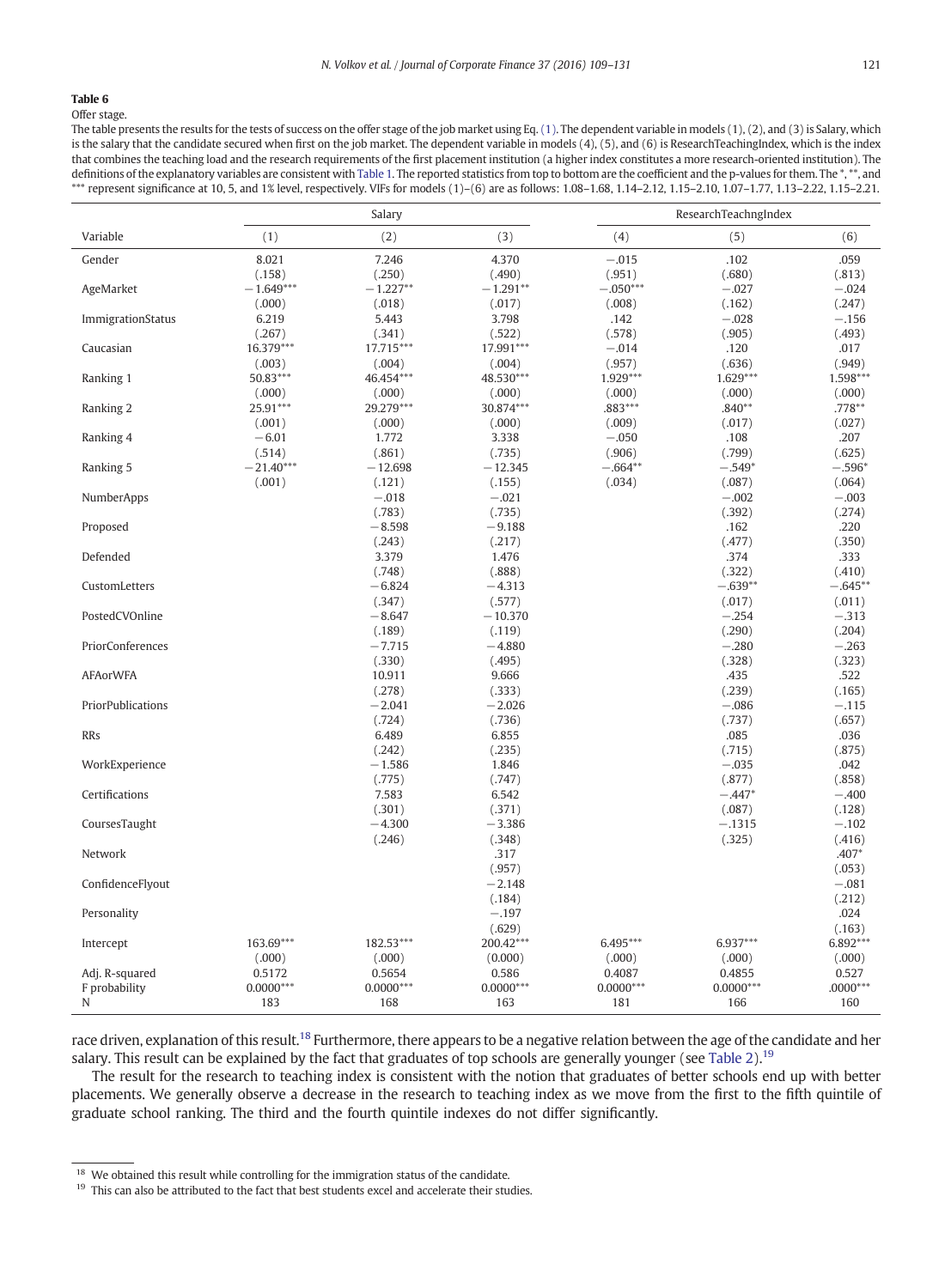**Table 6**

Offer stage.

The table presents the results for the tests of success on the offer stage of the job market using Eq. (1). The dependent variable in models (1), (2), and (3) is Salary, which is the salary that the candidate secured when first on the job market. The dependent variable in models (4), (5), and (6) is ResearchTeachingIndex, which is the index that combines the teaching load and the research requirements of the first placement institution (a higher index constitutes a more research-oriented institution). The definitions of the explanatory variables are consistent with Table 1. The reported statistics from top to bottom are the coefficient and the p-values for them. The *, **, and *** represent significance at 10, 5, and 1% level, respectively. VIFs for models (1)–(6) are as follows: 1.08–1.68, 1.14–2.12, 1.15–2.10, 1.07–1.77, 1.13–2.22, 1.15–2.21.

| | Salary | | | ResearchTeachngIndex | | |
|---|---|---|---|---|---|---|
| Variable | (1) | (2) | (3) | (4) | (5) | (6) |
| Gender | 8.021 | 7.246 | 4.370 | −.015 | .102 | .059 |
| | (.158) | (.250) | (.490) | (.951) | (.680) | (.813) |
| AgeMarket | −1.649*** | −1.227** | −1.291** | −.050*** | −.027 | −.024 |
| | (.000) | (.018) | (.017) | (.008) | (.162) | (.247) |
| ImmigrationStatus | 6.219 | 5.443 | 3.798 | .142 | −.028 | −.156 |
| | (.267) | (.341) | (.522) | (.578) | (.905) | (.493) |
| Caucasian | 16.379*** | 17.715*** | 17.991*** | −.014 | .120 | .017 |
| | (.003) | (.004) | (.004) | (.957) | (.636) | (.949) |
| Ranking 1 | 50.83*** | 46.454*** | 48.530*** | 1.929*** | 1.629*** | 1.598*** |
| | (.000) | (.000) | (.000) | (.000) | (.000) | (.000) |
| Ranking 2 | 25.91*** | 29.279*** | 30.874*** | .883*** | .840** | .778** |
| | (.001) | (.000) | (.000) | (.009) | (.017) | (.027) |
| Ranking 4 | −6.01 | 1.772 | 3.338 | −.050 | .108 | .207 |
| | (.514) | (.861) | (.735) | (.906) | (.799) | (.625) |
| Ranking 5 | −21.40*** | −12.698 | −12.345 | −.664** | −.549* | −.596* |
| | (.001) | (.121) | (.155) | (.034) | (.087) | (.064) |
| NumberApps | | −.018 | −.021 | | −.002 | −.003 |
| | | (.783) | (.735) | | (.392) | (.274) |
| Proposed | | −8.598 | −9.188 | | .162 | .220 |
| | | (.243) | (.217) | | (.477) | (.350) |
| Defended | | 3.379 | 1.476 | | .374 | .333 |
| | | (.748) | (.888) | | (.322) | (.410) |
| CustomLetters | | −6.824 | −4.313 | | −.639** | −.645** |
| | | (.347) | (.577) | | (.017) | (.011) |
| PostedCVOnline | | −8.647 | −10.370 | | −.254 | −.313 |
| | | (.189) | (.119) | | (.290) | (.204) |
| PriorConferences | | −7.715 | −4.880 | | −.280 | −.263 |
| | | (.330) | (.495) | | (.328) | (.323) |
| AFAorWFA | | 10.911 | 9.666 | | .435 | .522 |
| | | (.278) | (.333) | | (.239) | (.165) |
| PriorPublications | | −2.041 | −2.026 | | −.086 | −.115 |
| | | (.724) | (.736) | | (.737) | (.657) |
| RRs | | 6.489 | 6.855 | | .085 | .036 |
| | | (.242) | (.235) | | (.715) | (.875) |
| WorkExperience | | −1.586 | 1.846 | | −.035 | .042 |
| | | (.775) | (.747) | | (.877) | (.858) |
| Certifications | | 7.583 | 6.542 | | −.447* | −.400 |
| | | (.301) | (.371) | | (.087) | (.128) |
| CoursesTaught | | −4.300 | −3.386 | | −.1315 | −.102 |
| | | (.246) | (.348) | | (.325) | (.416) |
| Network | | | .317 | | | .407* |
| | | | (.957) | | | (.053) |
| ConfidenceFlyout | | | −2.148 | | | −.081 |
| | | | (.184) | | | (.212) |
| Personality | | | −.197 | | | .024 |
| | | | (.629) | | | (.163) |
| Intercept | 163.69*** | 182.53*** | 200.42*** | 6.495*** | 6.937*** | 6.892*** |
| | (.000) | (.000) | (0.000) | (.000) | (.000) | (.000) |
| Adj. R-squared | 0.5172 | 0.5654 | 0.586 | 0.4087 | 0.4855 | 0.527 |
| F probability | 0.0000*** | 0.0000*** | 0.0000*** | 0.0000*** | 0.0000*** | .0000*** |
| N | 183 | 168 | 163 | 181 | 166 | 160 |

race driven, explanation of this result.[18] Furthermore, there appears to be a negative relation between the age of the candidate and her salary. This result can be explained by the fact that graduates of top schools are generally younger (see Table 2).[19]

The result for the research to teaching index is consistent with the notion that graduates of better schools end up with better placements. We generally observe a decrease in the research to teaching index as we move from the first to the fifth quintile of graduate school ranking. The third and the fourth quintile indexes do not differ significantly.

---

[18] We obtained this result while controlling for the immigration status of the candidate.

[19] This can also be attributed to the fact that best students excel and accelerate their studies.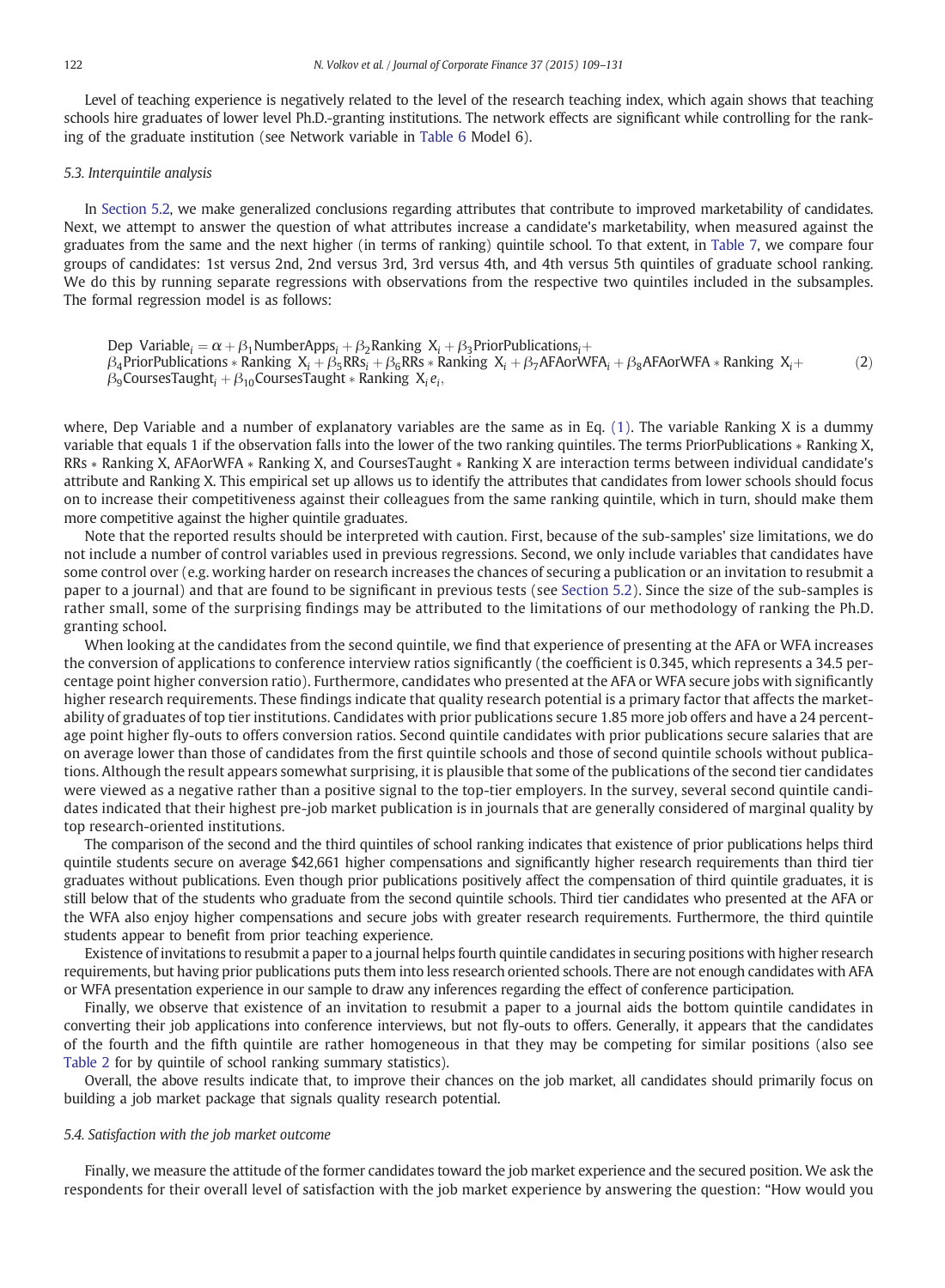Level of teaching experience is negatively related to the level of the research teaching index, which again shows that teaching schools hire graduates of lower level Ph.D.-granting institutions. The network effects are significant while controlling for the ranking of the graduate institution (see Network variable in Table 6 Model 6).

### 5.3. Interquintile analysis

In Section 5.2, we make generalized conclusions regarding attributes that contribute to improved marketability of candidates. Next, we attempt to answer the question of what attributes increase a candidate's marketability, when measured against the graduates from the same and the next higher (in terms of ranking) quintile school. To that extent, in Table 7, we compare four groups of candidates: 1st versus 2nd, 2nd versus 3rd, 3rd versus 4th, and 4th versus 5th quintiles of graduate school ranking. We do this by running separate regressions with observations from the respective two quintiles included in the subsamples. The formal regression model is as follows:

$$
\begin{aligned}
\text{Dep Variable}_i = {} & \alpha + \beta_1 \text{NumberApps}_i + \beta_2 \text{Ranking X}_i + \beta_3 \text{PriorPublications}_i + \\
& \beta_4 \text{PriorPublications} * \text{Ranking X}_i + \beta_5 \text{RRs}_i + \beta_6 \text{RRs} * \text{Ranking X}_i + \beta_7 \text{AFAorWFA}_i + \beta_8 \text{AFAorWFA} * \text{Ranking X}_i + \\
& \beta_9 \text{CoursesTaught}_i + \beta_{10} \text{CoursesTaught} * \text{Ranking X}_i e_i,
\end{aligned}
\tag{2}
$$

where, Dep Variable and a number of explanatory variables are the same as in Eq. (1). The variable Ranking X is a dummy variable that equals 1 if the observation falls into the lower of the two ranking quintiles. The terms PriorPublications * Ranking X, RRs * Ranking X, AFAorWFA * Ranking X, and CoursesTaught * Ranking X are interaction terms between individual candidate's attribute and Ranking X. This empirical set up allows us to identify the attributes that candidates from lower schools should focus on to increase their competitiveness against their colleagues from the same ranking quintile, which in turn, should make them more competitive against the higher quintile graduates.

Note that the reported results should be interpreted with caution. First, because of the sub-samples' size limitations, we do not include a number of control variables used in previous regressions. Second, we only include variables that candidates have some control over (e.g. working harder on research increases the chances of securing a publication or an invitation to resubmit a paper to a journal) and that are found to be significant in previous tests (see Section 5.2). Since the size of the sub-samples is rather small, some of the surprising findings may be attributed to the limitations of our methodology of ranking the Ph.D. granting school.

When looking at the candidates from the second quintile, we find that experience of presenting at the AFA or WFA increases the conversion of applications to conference interview ratios significantly (the coefficient is 0.345, which represents a 34.5 percentage point higher conversion ratio). Furthermore, candidates who presented at the AFA or WFA secure jobs with significantly higher research requirements. These findings indicate that quality research potential is a primary factor that affects the marketability of graduates of top tier institutions. Candidates with prior publications secure 1.85 more job offers and have a 24 percentage point higher fly-outs to offers conversion ratios. Second quintile candidates with prior publications secure salaries that are on average lower than those of candidates from the first quintile schools and those of second quintile schools without publications. Although the result appears somewhat surprising, it is plausible that some of the publications of the second tier candidates were viewed as a negative rather than a positive signal to the top-tier employers. In the survey, several second quintile candidates indicated that their highest pre-job market publication is in journals that are generally considered of marginal quality by top research-oriented institutions.

The comparison of the second and the third quintiles of school ranking indicates that existence of prior publications helps third quintile students secure on average $42,661 higher compensations and significantly higher research requirements than third tier graduates without publications. Even though prior publications positively affect the compensation of third quintile graduates, it is still below that of the students who graduate from the second quintile schools. Third tier candidates who presented at the AFA or the WFA also enjoy higher compensations and secure jobs with greater research requirements. Furthermore, the third quintile students appear to benefit from prior teaching experience.

Existence of invitations to resubmit a paper to a journal helps fourth quintile candidates in securing positions with higher research requirements, but having prior publications puts them into less research oriented schools. There are not enough candidates with AFA or WFA presentation experience in our sample to draw any inferences regarding the effect of conference participation.

Finally, we observe that existence of an invitation to resubmit a paper to a journal aids the bottom quintile candidates in converting their job applications into conference interviews, but not fly-outs to offers. Generally, it appears that the candidates of the fourth and the fifth quintile are rather homogeneous in that they may be competing for similar positions (also see Table 2 for by quintile of school ranking summary statistics).

Overall, the above results indicate that, to improve their chances on the job market, all candidates should primarily focus on building a job market package that signals quality research potential.

### 5.4. Satisfaction with the job market outcome

Finally, we measure the attitude of the former candidates toward the job market experience and the secured position. We ask the respondents for their overall level of satisfaction with the job market experience by answering the question: "How would you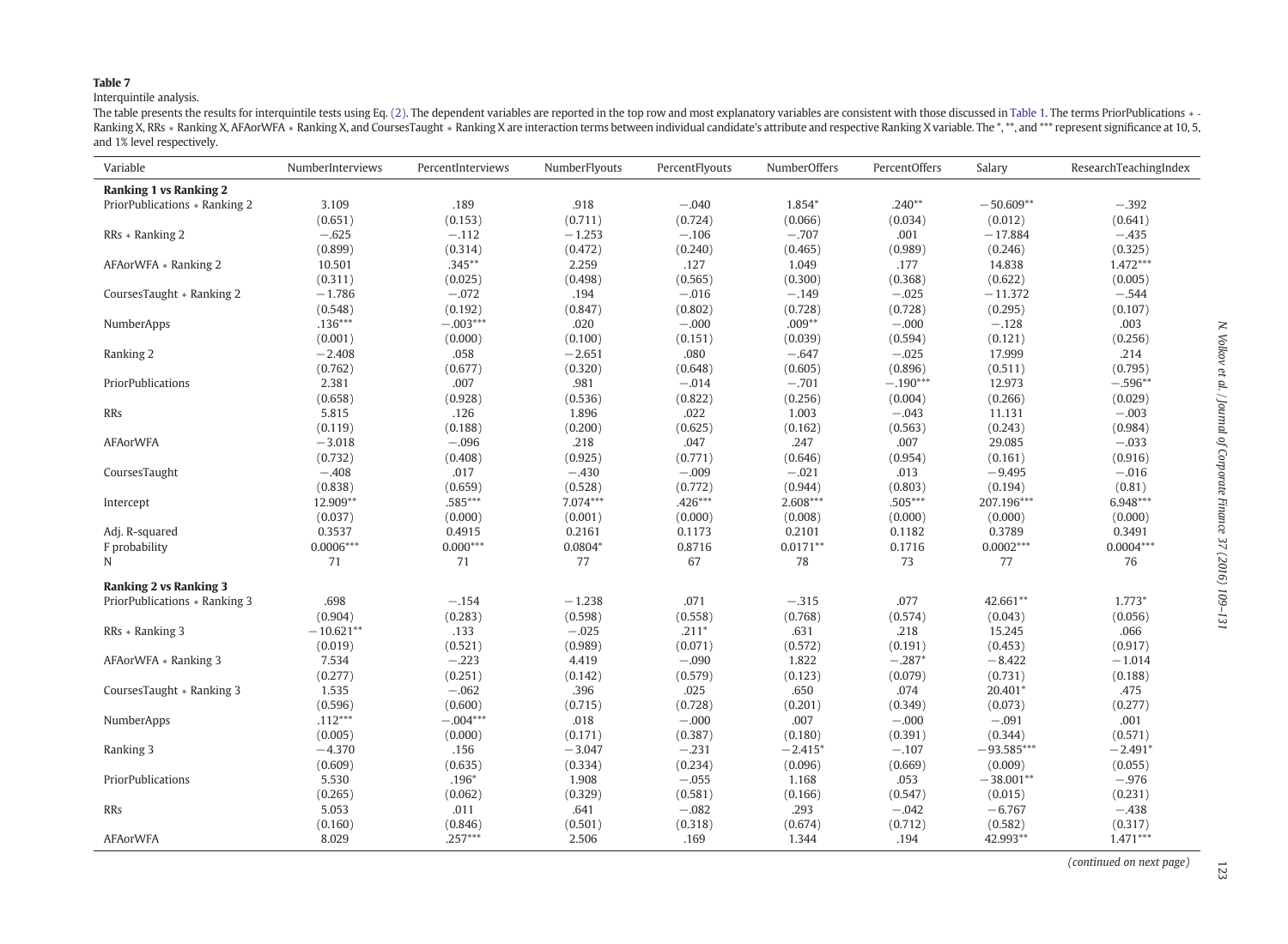**Table 7**

Interquintile analysis.

The table presents the results for interquintile tests using Eq. (2). The dependent variables are reported in the top row and most explanatory variables are consistent with those discussed in Table 1. The terms PriorPublications * Ranking X, RRs * Ranking X, AFAorWFA * Ranking X, and CoursesTaught * Ranking X are interaction terms between individual candidate's attribute and respective Ranking X variable. The *, **, and *** represent significance at 10, 5, and 1% level respectively.

| Variable | NumberInterviews | PercentInterviews | NumberFlyouts | PercentFlyouts | NumberOffers | PercentOffers | Salary | ResearchTeachingIndex |
|---|---|---|---|---|---|---|---|---|
| **Ranking 1 vs Ranking 2** | | | | | | | | |
| PriorPublications * Ranking 2 | 3.109 | .189 | .918 | −.040 | 1.854* | .240** | −50.609** | −.392 |
| | (0.651) | (0.153) | (0.711) | (0.724) | (0.066) | (0.034) | (0.012) | (0.641) |
| RRs * Ranking 2 | −.625 | −.112 | −1.253 | −.106 | −.707 | .001 | −17.884 | −.435 |
| | (0.899) | (0.314) | (0.472) | (0.240) | (0.465) | (0.989) | (0.246) | (0.325) |
| AFAorWFA * Ranking 2 | 10.501 | .345** | 2.259 | .127 | 1.049 | .177 | 14.838 | 1.472*** |
| | (0.311) | (0.025) | (0.498) | (0.565) | (0.300) | (0.368) | (0.622) | (0.005) |
| CoursesTaught * Ranking 2 | −1.786 | −.072 | .194 | −.016 | −.149 | −.025 | −11.372 | −.544 |
| | (0.548) | (0.192) | (0.847) | (0.802) | (0.728) | (0.728) | (0.295) | (0.107) |
| NumberApps | .136*** | −.003*** | .020 | −.000 | .009** | −.000 | −.128 | .003 |
| | (0.001) | (0.000) | (0.100) | (0.151) | (0.039) | (0.594) | (0.121) | (0.256) |
| Ranking 2 | −2.408 | .058 | −2.651 | .080 | −.647 | −.025 | 17.999 | .214 |
| | (0.762) | (0.677) | (0.320) | (0.648) | (0.605) | (0.896) | (0.511) | (0.795) |
| PriorPublications | 2.381 | .007 | .981 | −.014 | −.701 | −.190*** | 12.973 | −.596** |
| | (0.658) | (0.928) | (0.536) | (0.822) | (0.256) | (0.004) | (0.266) | (0.029) |
| RRs | 5.815 | .126 | 1.896 | .022 | 1.003 | −.043 | 11.131 | −.003 |
| | (0.119) | (0.188) | (0.200) | (0.625) | (0.162) | (0.563) | (0.243) | (0.984) |
| AFAorWFA | −3.018 | −.096 | .218 | .047 | .247 | .007 | 29.085 | −.033 |
| | (0.732) | (0.408) | (0.925) | (0.771) | (0.646) | (0.954) | (0.161) | (0.916) |
| CoursesTaught | −.408 | .017 | −.430 | −.009 | −.021 | .013 | −9.495 | −.016 |
| | (0.838) | (0.659) | (0.528) | (0.772) | (0.944) | (0.803) | (0.194) | (0.81) |
| Intercept | 12.909** | .585*** | 7.074*** | .426*** | 2.608*** | .505*** | 207.196*** | 6.948*** |
| | (0.037) | (0.000) | (0.001) | (0.000) | (0.008) | (0.000) | (0.000) | (0.000) |
| Adj. R-squared | 0.3537 | 0.4915 | 0.2161 | 0.1173 | 0.2101 | 0.1182 | 0.3789 | 0.3491 |
| F probability | 0.0006*** | 0.000*** | 0.0804* | 0.8716 | 0.0171** | 0.1716 | 0.0002*** | 0.0004*** |
| N | 71 | 71 | 77 | 67 | 78 | 73 | 77 | 76 |
| **Ranking 2 vs Ranking 3** | | | | | | | | |
| PriorPublications * Ranking 3 | .698 | −.154 | −1.238 | .071 | −.315 | .077 | 42.661** | 1.773* |
| | (0.904) | (0.283) | (0.598) | (0.558) | (0.768) | (0.574) | (0.043) | (0.056) |
| RRs * Ranking 3 | −10.621** | .133 | −.025 | .211* | .631 | .218 | 15.245 | .066 |
| | (0.019) | (0.521) | (0.989) | (0.071) | (0.572) | (0.191) | (0.453) | (0.917) |
| AFAorWFA * Ranking 3 | 7.534 | −.223 | 4.419 | −.090 | 1.822 | −.287* | −8.422 | −1.014 |
| | (0.277) | (0.251) | (0.142) | (0.579) | (0.123) | (0.079) | (0.731) | (0.188) |
| CoursesTaught * Ranking 3 | 1.535 | −.062 | .396 | .025 | .650 | .074 | 20.401* | .475 |
| | (0.596) | (0.600) | (0.715) | (0.728) | (0.201) | (0.349) | (0.073) | (0.277) |
| NumberApps | .112*** | −.004*** | .018 | −.000 | .007 | −.000 | −.091 | .001 |
| | (0.005) | (0.000) | (0.171) | (0.387) | (0.180) | (0.391) | (0.344) | (0.571) |
| Ranking 3 | −4.370 | .156 | −3.047 | −.231 | −2.415* | −.107 | −93.585*** | −2.491* |
| | (0.609) | (0.635) | (0.334) | (0.234) | (0.096) | (0.669) | (0.009) | (0.055) |
| PriorPublications | 5.530 | .196* | 1.908 | −.055 | 1.168 | .053 | −38.001** | −.976 |
| | (0.265) | (0.062) | (0.329) | (0.581) | (0.166) | (0.547) | (0.015) | (0.231) |
| RRs | 5.053 | .011 | .641 | −.082 | .293 | −.042 | −6.767 | −.438 |
| | (0.160) | (0.846) | (0.501) | (0.318) | (0.674) | (0.712) | (0.582) | (0.317) |
| AFAorWFA | 8.029 | .257*** | 2.506 | .169 | 1.344 | .194 | 42.993** | 1.471*** |

*(continued on next page)*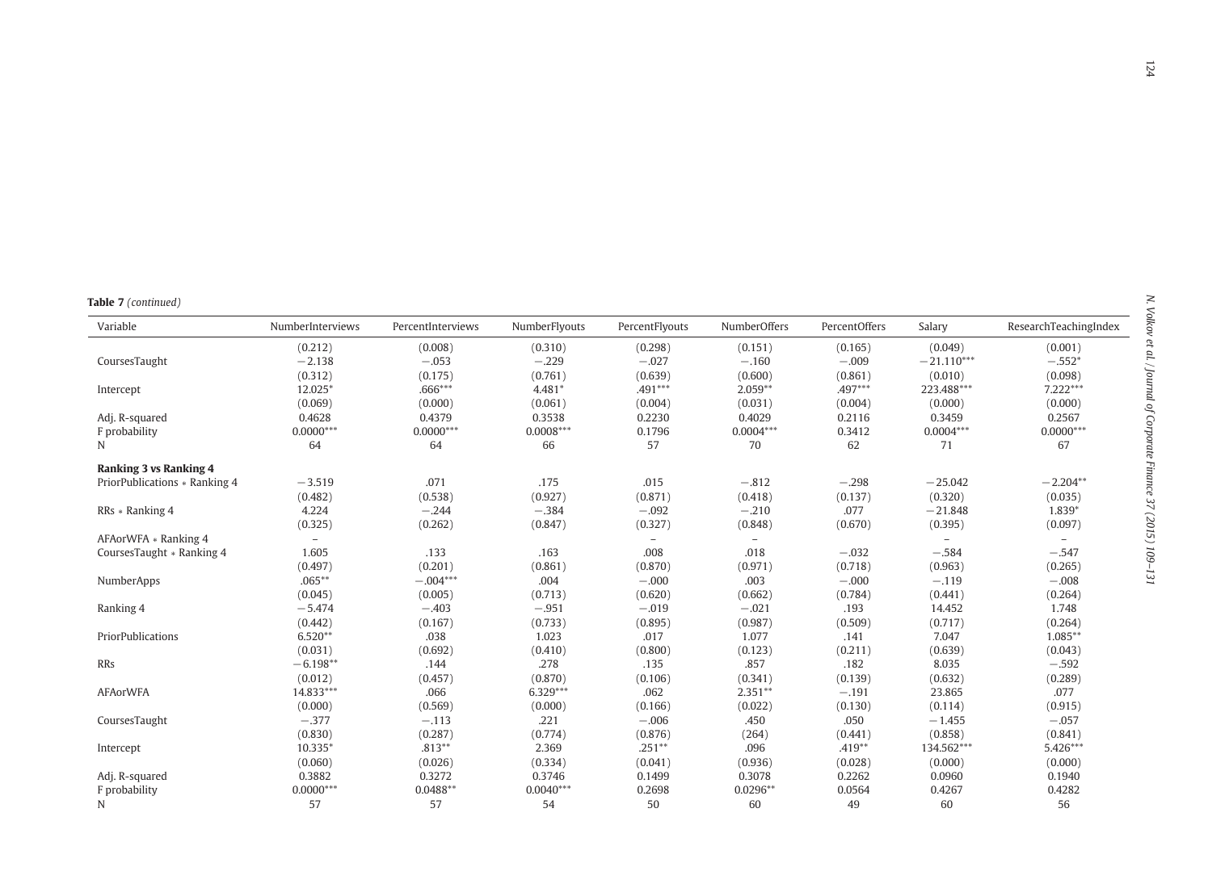**Table 7** *(continued)*

| Variable | NumberInterviews | PercentInterviews | NumberFlyouts | PercentFlyouts | NumberOffers | PercentOffers | Salary | ResearchTeachingIndex |
|---|---|---|---|---|---|---|---|---|
| | (0.212) | (0.008) | (0.310) | (0.298) | (0.151) | (0.165) | (0.049) | (0.001) |
| CoursesTaught | −2.138 | −.053 | −.229 | −.027 | −.160 | −.009 | −21.110*** | −.552* |
| | (0.312) | (0.175) | (0.761) | (0.639) | (0.600) | (0.861) | (0.010) | (0.098) |
| Intercept | 12.025* | .666*** | 4.481* | .491*** | 2.059** | .497*** | 223.488*** | 7.222*** |
| | (0.069) | (0.000) | (0.061) | (0.004) | (0.031) | (0.004) | (0.000) | (0.000) |
| Adj. R-squared | 0.4628 | 0.4379 | 0.3538 | 0.2230 | 0.4029 | 0.2116 | 0.3459 | 0.2567 |
| F probability | 0.0000*** | 0.0000*** | 0.0008*** | 0.1796 | 0.0004*** | 0.3412 | 0.0004*** | 0.0000*** |
| N | 64 | 64 | 66 | 57 | 70 | 62 | 71 | 67 |
| **Ranking 3 vs Ranking 4** | | | | | | | | |
| PriorPublications ∗ Ranking 4 | −3.519 | .071 | .175 | .015 | −.812 | −.298 | −25.042 | −2.204** |
| | (0.482) | (0.538) | (0.927) | (0.871) | (0.418) | (0.137) | (0.320) | (0.035) |
| RRs ∗ Ranking 4 | 4.224 | −.244 | −.384 | −.092 | −.210 | .077 | −21.848 | 1.839* |
| | (0.325) | (0.262) | (0.847) | (0.327) | (0.848) | (0.670) | (0.395) | (0.097) |
| AFAorWFA ∗ Ranking 4 | – | | | – | – | | – | – |
| CoursesTaught ∗ Ranking 4 | 1.605 | .133 | .163 | .008 | .018 | −.032 | −.584 | −.547 |
| | (0.497) | (0.201) | (0.861) | (0.870) | (0.971) | (0.718) | (0.963) | (0.265) |
| NumberApps | .065** | −.004*** | .004 | −.000 | .003 | −.000 | −.119 | −.008 |
| | (0.045) | (0.005) | (0.713) | (0.620) | (0.662) | (0.784) | (0.441) | (0.264) |
| Ranking 4 | −5.474 | −.403 | −.951 | −.019 | −.021 | .193 | 14.452 | 1.748 |
| | (0.442) | (0.167) | (0.733) | (0.895) | (0.987) | (0.509) | (0.717) | (0.264) |
| PriorPublications | 6.520** | .038 | 1.023 | .017 | 1.077 | .141 | 7.047 | 1.085** |
| | (0.031) | (0.692) | (0.410) | (0.800) | (0.123) | (0.211) | (0.639) | (0.043) |
| RRs | −6.198** | .144 | .278 | .135 | .857 | .182 | 8.035 | −.592 |
| | (0.012) | (0.457) | (0.870) | (0.106) | (0.341) | (0.139) | (0.632) | (0.289) |
| AFAorWFA | 14.833*** | .066 | 6.329*** | .062 | 2.351** | −.191 | 23.865 | .077 |
| | (0.000) | (0.569) | (0.000) | (0.166) | (0.022) | (0.130) | (0.114) | (0.915) |
| CoursesTaught | −.377 | −.113 | .221 | −.006 | .450 | .050 | −1.455 | −.057 |
| | (0.830) | (0.287) | (0.774) | (0.876) | (264) | (0.441) | (0.858) | (0.841) |
| Intercept | 10.335* | .813** | 2.369 | .251** | .096 | .419** | 134.562*** | 5.426*** |
| | (0.060) | (0.026) | (0.334) | (0.041) | (0.936) | (0.028) | (0.000) | (0.000) |
| Adj. R-squared | 0.3882 | 0.3272 | 0.3746 | 0.1499 | 0.3078 | 0.2262 | 0.0960 | 0.1940 |
| F probability | 0.0000*** | 0.0488** | 0.0040*** | 0.2698 | 0.0296** | 0.0564 | 0.4267 | 0.4282 |
| N | 57 | 57 | 54 | 50 | 60 | 49 | 60 | 56 |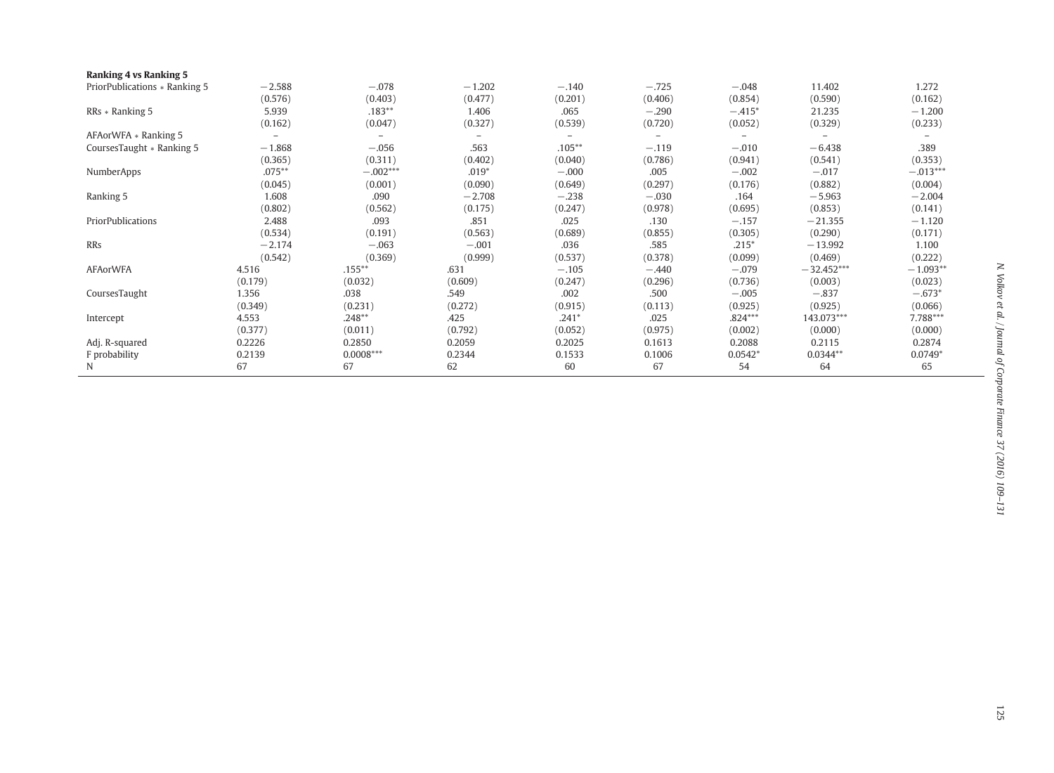| | | | | | | | | |
|---|---|---|---|---|---|---|---|---|
| **Ranking 4 vs Ranking 5** | | | | | | | | |
| PriorPublications ∗ Ranking 5 | −2.588 | −.078 | −1.202 | −.140 | −.725 | −.048 | 11.402 | 1.272 |
| | (0.576) | (0.403) | (0.477) | (0.201) | (0.406) | (0.854) | (0.590) | (0.162) |
| RRs ∗ Ranking 5 | 5.939 | .183** | 1.406 | .065 | −.290 | −.415* | 21.235 | −1.200 |
| | (0.162) | (0.047) | (0.327) | (0.539) | (0.720) | (0.052) | (0.329) | (0.233) |
| AFAorWFA ∗ Ranking 5 | – | – | – | – | – | – | – | – |
| CoursesTaught ∗ Ranking 5 | −1.868 | −.056 | .563 | .105** | −.119 | −.010 | −6.438 | .389 |
| | (0.365) | (0.311) | (0.402) | (0.040) | (0.786) | (0.941) | (0.541) | (0.353) |
| NumberApps | .075** | −.002*** | .019* | −.000 | .005 | −.002 | −.017 | −.013*** |
| | (0.045) | (0.001) | (0.090) | (0.649) | (0.297) | (0.176) | (0.882) | (0.004) |
| Ranking 5 | 1.608 | .090 | −2.708 | −.238 | −.030 | .164 | −5.963 | −2.004 |
| | (0.802) | (0.562) | (0.175) | (0.247) | (0.978) | (0.695) | (0.853) | (0.141) |
| PriorPublications | 2.488 | .093 | .851 | .025 | .130 | −.157 | −21.355 | −1.120 |
| | (0.534) | (0.191) | (0.563) | (0.689) | (0.855) | (0.305) | (0.290) | (0.171) |
| RRs | −2.174 | −.063 | −.001 | .036 | .585 | .215* | −13.992 | 1.100 |
| | (0.542) | (0.369) | (0.999) | (0.537) | (0.378) | (0.099) | (0.469) | (0.222) |
| AFAorWFA | 4.516 | .155** | .631 | −.105 | −.440 | −.079 | −32.452*** | −1.093** |
| | (0.179) | (0.032) | (0.609) | (0.247) | (0.296) | (0.736) | (0.003) | (0.023) |
| CoursesTaught | 1.356 | .038 | .549 | .002 | .500 | −.005 | −.837 | −.673* |
| | (0.349) | (0.231) | (0.272) | (0.915) | (0.113) | (0.925) | (0.925) | (0.066) |
| Intercept | 4.553 | .248** | .425 | .241* | .025 | .824*** | 143.073*** | 7.788*** |
| | (0.377) | (0.011) | (0.792) | (0.052) | (0.975) | (0.002) | (0.000) | (0.000) |
| Adj. R-squared | 0.2226 | 0.2850 | 0.2059 | 0.2025 | 0.1613 | 0.2088 | 0.2115 | 0.2874 |
| F probability | 0.2139 | 0.0008*** | 0.2344 | 0.1533 | 0.1006 | 0.0542* | 0.0344** | 0.0749* |
| N | 67 | 67 | 62 | 60 | 67 | 54 | 64 | 65 |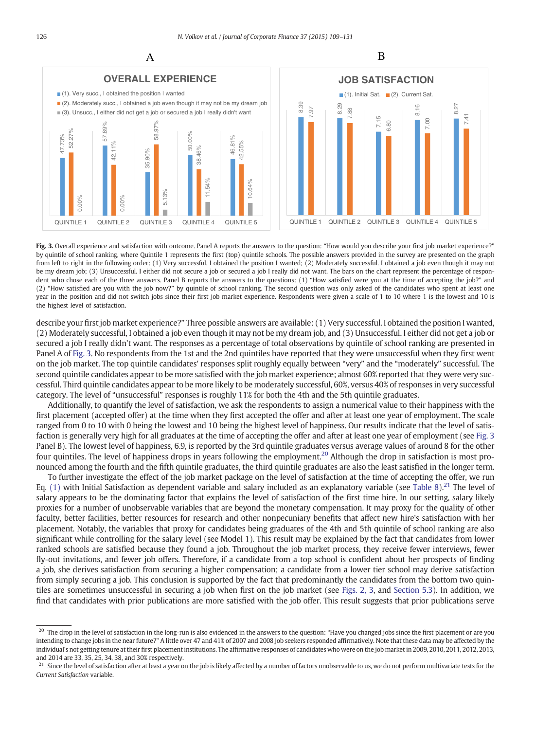**Fig. 3.** Overall experience and satisfaction with outcome. Panel A reports the answers to the question: "How would you describe your first job market experience?" by quintile of school ranking, where Quintile 1 represents the first (top) quintile schools. The possible answers provided in the survey are presented on the graph from left to right in the following order: (1) Very successful. I obtained the position I wanted; (2) Moderately successful. I obtained a job even though it may not be my dream job; (3) Unsuccessful. I either did not secure a job or secured a job I really did not want. The bars on the chart represent the percentage of respondent who chose each of the three answers. Panel B reports the answers to the questions: (1) "How satisfied were you at the time of accepting the job?" and (2) "How satisfied are you with the job now?" by quintile of school ranking. The second question was only asked of the candidates who spent at least one year in the position and did not switch jobs since their first job market experience. Respondents were given a scale of 1 to 10 where 1 is the lowest and 10 is the highest level of satisfaction.

describe your first job market experience?" Three possible answers are available: (1) Very successful. I obtained the position I wanted, (2) Moderately successful, I obtained a job even though it may not be my dream job, and (3) Unsuccessful. I either did not get a job or secured a job I really didn't want. The responses as a percentage of total observations by quintile of school ranking are presented in Panel A of Fig. 3. No respondents from the 1st and the 2nd quintiles have reported that they were unsuccessful when they first went on the job market. The top quintile candidates' responses split roughly equally between "very" and the "moderately" successful. The second quintile candidates appear to be more satisfied with the job market experience; almost 60% reported that they were very successful. Third quintile candidates appear to be more likely to be moderately successful, 60%, versus 40% of responses in very successful category. The level of "unsuccessful" responses is roughly 11% for both the 4th and the 5th quintile graduates.

Additionally, to quantify the level of satisfaction, we ask the respondents to assign a numerical value to their happiness with the first placement (accepted offer) at the time when they first accepted the offer and after at least one year of employment. The scale ranged from 0 to 10 with 0 being the lowest and 10 being the highest level of happiness. Our results indicate that the level of satisfaction is generally very high for all graduates at the time of accepting the offer and after at least one year of employment (see Fig. 3 Panel B). The lowest level of happiness, 6.9, is reported by the 3rd quintile graduates versus average values of around 8 for the other four quintiles. The level of happiness drops in years following the employment.[20] Although the drop in satisfaction is most pronounced among the fourth and the fifth quintile graduates, the third quintile candidates are also the least satisfied in the longer term.

To further investigate the effect of the job market package on the level of satisfaction at the time of accepting the offer, we run Eq. (1) with Initial Satisfaction as dependent variable and salary included as an explanatory variable (see Table 8).[21] The level of salary appears to be the dominating factor that explains the level of satisfaction of the first time hire. In our setting, salary likely proxies for a number of unobservable variables that are beyond the monetary compensation. It may proxy for the quality of other faculty, better facilities, better resources for research and other nonpecuniary benefits that affect new hire's satisfaction with her placement. Notably, the variables that proxy for candidates being graduates of the 4th and 5th quintile of school ranking are also significant while controlling for the salary level (see Model 1). This result may be explained by the fact that candidates from lower ranked schools are satisfied because they found a job. Throughout the job market process, they receive fewer interviews, fewer fly-out invitations, and fewer job offers. Therefore, if a candidate from a top school is confident about her prospects of finding a job, she derives satisfaction from securing a higher compensation; a candidate from a lower tier school may derive satisfaction from simply securing a job. This conclusion is supported by the fact that predominantly the candidates from the bottom two quintiles are sometimes unsuccessful in securing a job when first on the job market (see Figs. 2, 3, and Section 5.3). In addition, we find that candidates with prior publications are more satisfied with the job offer. This result suggests that prior publications serve

[20] The drop in the level of satisfaction in the long-run is also evidenced in the answers to the question: "Have you changed jobs since the first placement or are you intending to change jobs in the near future?" A little over 47 and 41% of 2007 and 2008 job seekers responded affirmatively. Note that these data may be affected by the individual's not getting tenure at their first placement institutions. The affirmative responses of candidates who were on the job market in 2009, 2010, 2011, 2012, 2013, and 2014 are 33, 35, 25, 34, 38, and 30% respectively.

[21] Since the level of satisfaction after at least a year on the job is likely affected by a number of factors unobservable to us, we do not perform multivariate tests for the *Current Satisfaction* variable.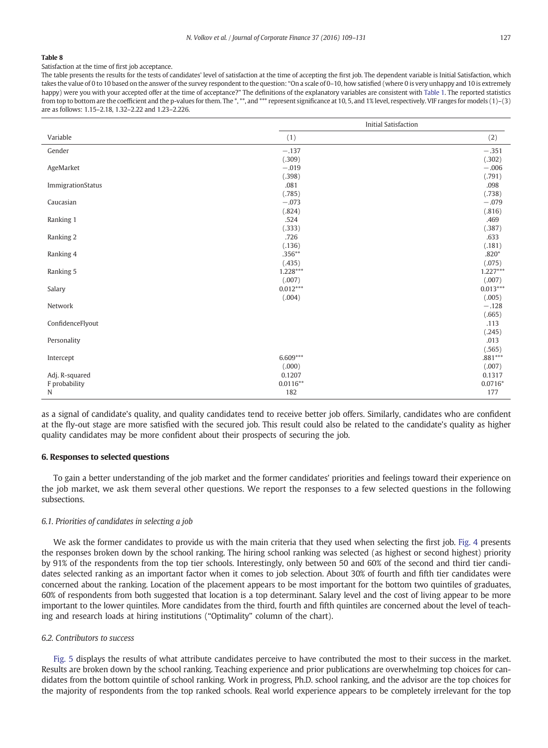**Table 8**

Satisfaction at the time of first job acceptance.

The table presents the results for the tests of candidates' level of satisfaction at the time of accepting the first job. The dependent variable is Initial Satisfaction, which takes the value of 0 to 10 based on the answer of the survey respondent to the question: "On a scale of 0–10, how satisfied (where 0 is very unhappy and 10 is extremely happy) were you with your accepted offer at the time of acceptance?" The definitions of the explanatory variables are consistent with Table 1. The reported statistics from top to bottom are the coefficient and the p-values for them. The *, **, and *** represent significance at 10, 5, and 1% level, respectively. VIF ranges for models (1)–(3) are as follows: 1.15–2.18, 1.32–2.22 and 1.23–2.226.

| | Initial Satisfaction | |
|---|---|---|
| Variable | (1) | (2) |
| Gender | −.137 | −.351 |
| | (.309) | (.302) |
| AgeMarket | −.019 | −.006 |
| | (.398) | (.791) |
| ImmigrationStatus | .081 | .098 |
| | (.785) | (.738) |
| Caucasian | −.073 | −.079 |
| | (.824) | (.816) |
| Ranking 1 | .524 | .469 |
| | (.333) | (.387) |
| Ranking 2 | .726 | .633 |
| | (.136) | (.181) |
| Ranking 4 | .356** | .820* |
| | (.435) | (.075) |
| Ranking 5 | 1.228*** | 1.227*** |
| | (.007) | (.007) |
| Salary | 0.012*** | 0.013*** |
| | (.004) | (.005) |
| Network | | −.128 |
| | | (.665) |
| ConfidenceFlyout | | .113 |
| | | (.245) |
| Personality | | .013 |
| | | (.565) |
| Intercept | 6.609*** | .881*** |
| | (.000) | (.007) |
| Adj. R-squared | 0.1207 | 0.1317 |
| F probability | 0.0116** | 0.0716* |
| N | 182 | 177 |

as a signal of candidate's quality, and quality candidates tend to receive better job offers. Similarly, candidates who are confident at the fly-out stage are more satisfied with the secured job. This result could also be related to the candidate's quality as higher quality candidates may be more confident about their prospects of securing the job.

## 6. Responses to selected questions

To gain a better understanding of the job market and the former candidates' priorities and feelings toward their experience on the job market, we ask them several other questions. We report the responses to a few selected questions in the following subsections.

### 6.1. Priorities of candidates in selecting a job

We ask the former candidates to provide us with the main criteria that they used when selecting the first job. Fig. 4 presents the responses broken down by the school ranking. The hiring school ranking was selected (as highest or second highest) priority by 91% of the respondents from the top tier schools. Interestingly, only between 50 and 60% of the second and third tier candidates selected ranking as an important factor when it comes to job selection. About 30% of fourth and fifth tier candidates were concerned about the ranking. Location of the placement appears to be most important for the bottom two quintiles of graduates, 60% of respondents from both suggested that location is a top determinant. Salary level and the cost of living appear to be more important to the lower quintiles. More candidates from the third, fourth and fifth quintiles are concerned about the level of teaching and research loads at hiring institutions ("Optimality" column of the chart).

### 6.2. Contributors to success

Fig. 5 displays the results of what attribute candidates perceive to have contributed the most to their success in the market. Results are broken down by the school ranking. Teaching experience and prior publications are overwhelming top choices for candidates from the bottom quintile of school ranking. Work in progress, Ph.D. school ranking, and the advisor are the top choices for the majority of respondents from the top ranked schools. Real world experience appears to be completely irrelevant for the top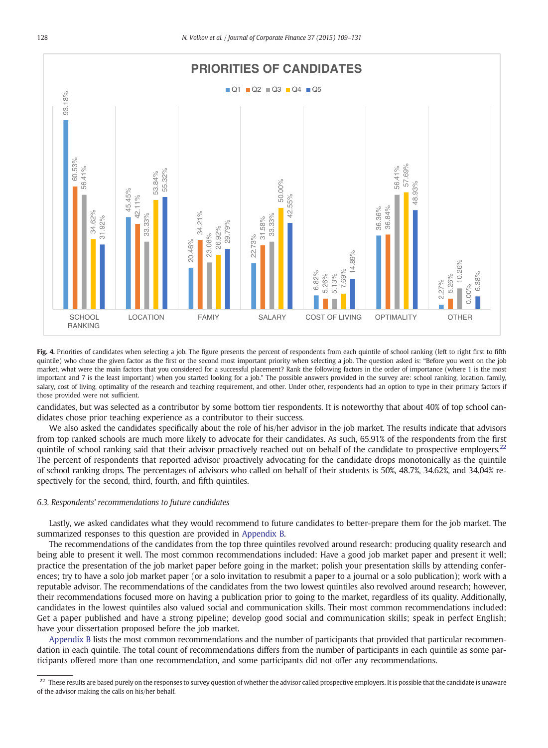**Fig. 4.** Priorities of candidates when selecting a job. The figure presents the percent of respondents from each quintile of school ranking (left to right first to fifth quintile) who chose the given factor as the first or the second most important priority when selecting a job. The question asked is: "Before you went on the job market, what were the main factors that you considered for a successful placement? Rank the following factors in the order of importance (where 1 is the most important and 7 is the least important) when you started looking for a job." The possible answers provided in the survey are: school ranking, location, family, salary, cost of living, optimality of the research and teaching requirement, and other. Under other, respondents had an option to type in their primary factors if those provided were not sufficient.

candidates, but was selected as a contributor by some bottom tier respondents. It is noteworthy that about 40% of top school candidates chose prior teaching experience as a contributor to their success.

We also asked the candidates specifically about the role of his/her advisor in the job market. The results indicate that advisors from top ranked schools are much more likely to advocate for their candidates. As such, 65.91% of the respondents from the first quintile of school ranking said that their advisor proactively reached out on behalf of the candidate to prospective employers.[22] The percent of respondents that reported advisor proactively advocating for the candidate drops monotonically as the quintile of school ranking drops. The percentages of advisors who called on behalf of their students is 50%, 48.7%, 34.62%, and 34.04% respectively for the second, third, fourth, and fifth quintiles.

### 6.3. Respondents' recommendations to future candidates

Lastly, we asked candidates what they would recommend to future candidates to better-prepare them for the job market. The summarized responses to this question are provided in Appendix B.

The recommendations of the candidates from the top three quintiles revolved around research: producing quality research and being able to present it well. The most common recommendations included: Have a good job market paper and present it well; practice the presentation of the job market paper before going in the market; polish your presentation skills by attending conferences; try to have a solo job market paper (or a solo invitation to resubmit a paper to a journal or a solo publication); work with a reputable advisor. The recommendations of the candidates from the two lowest quintiles also revolved around research; however, their recommendations focused more on having a publication prior to going to the market, regardless of its quality. Additionally, candidates in the lowest quintiles also valued social and communication skills. Their most common recommendations included: Get a paper published and have a strong pipeline; develop good social and communication skills; speak in perfect English; have your dissertation proposed before the job market.

Appendix B lists the most common recommendations and the number of participants that provided that particular recommendation in each quintile. The total count of recommendations differs from the number of participants in each quintile as some participants offered more than one recommendation, and some participants did not offer any recommendations.

[22] These results are based purely on the responses to survey question of whether the advisor called prospective employers. It is possible that the candidate is unaware of the advisor making the calls on his/her behalf.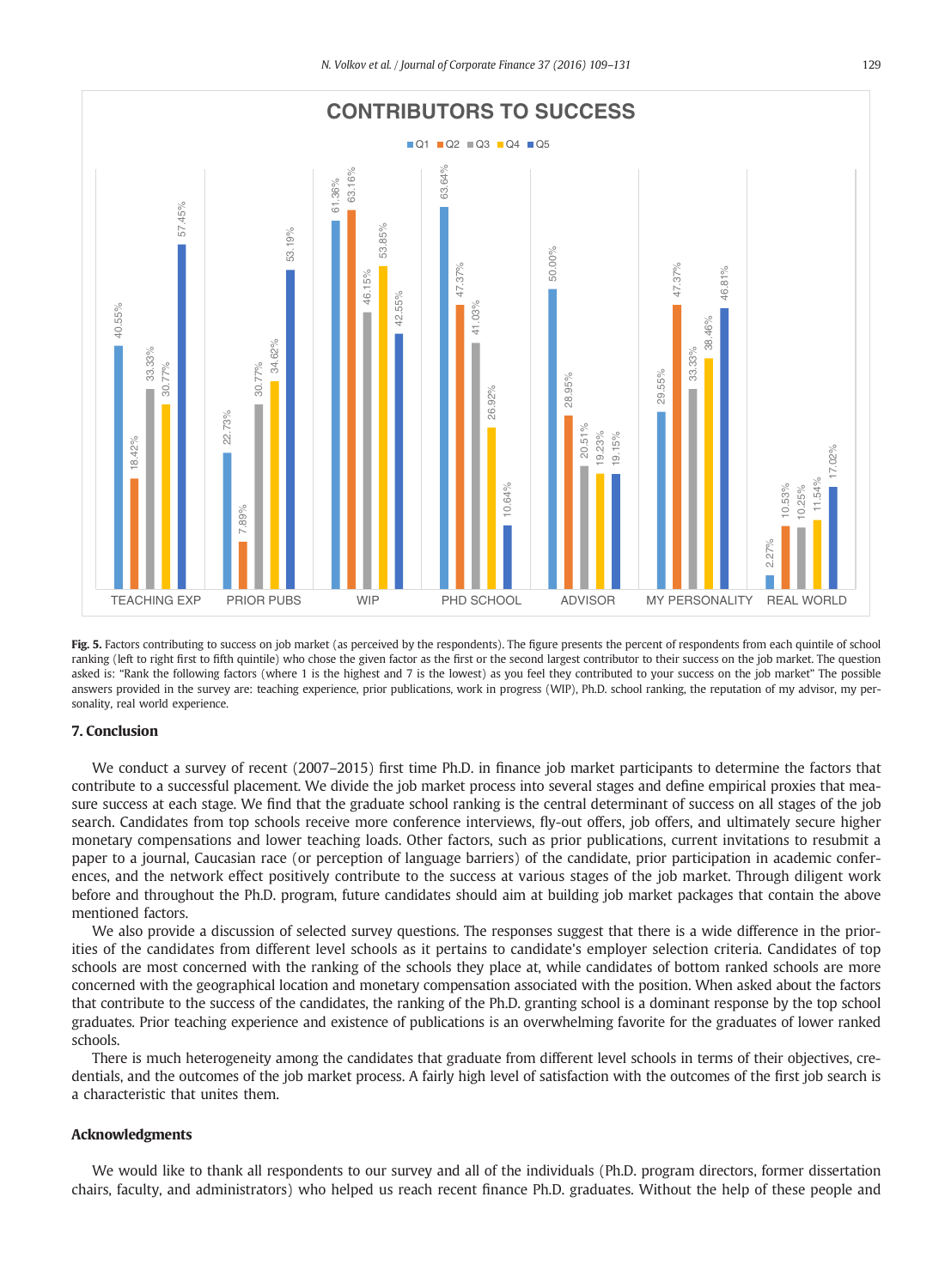**Fig. 5.** Factors contributing to success on job market (as perceived by the respondents). The figure presents the percent of respondents from each quintile of school ranking (left to right first to fifth quintile) who chose the given factor as the first or the second largest contributor to their success on the job market. The question asked is: "Rank the following factors (where 1 is the highest and 7 is the lowest) as you feel they contributed to your success on the job market" The possible answers provided in the survey are: teaching experience, prior publications, work in progress (WIP), Ph.D. school ranking, the reputation of my advisor, my personality, real world experience.

## 7. Conclusion

We conduct a survey of recent (2007–2015) first time Ph.D. in finance job market participants to determine the factors that contribute to a successful placement. We divide the job market process into several stages and define empirical proxies that measure success at each stage. We find that the graduate school ranking is the central determinant of success on all stages of the job search. Candidates from top schools receive more conference interviews, fly-out offers, job offers, and ultimately secure higher monetary compensations and lower teaching loads. Other factors, such as prior publications, current invitations to resubmit a paper to a journal, Caucasian race (or perception of language barriers) of the candidate, prior participation in academic conferences, and the network effect positively contribute to the success at various stages of the job market. Through diligent work before and throughout the Ph.D. program, future candidates should aim at building job market packages that contain the above mentioned factors.

We also provide a discussion of selected survey questions. The responses suggest that there is a wide difference in the priorities of the candidates from different level schools as it pertains to candidate's employer selection criteria. Candidates of top schools are most concerned with the ranking of the schools they place at, while candidates of bottom ranked schools are more concerned with the geographical location and monetary compensation associated with the position. When asked about the factors that contribute to the success of the candidates, the ranking of the Ph.D. granting school is a dominant response by the top school graduates. Prior teaching experience and existence of publications is an overwhelming favorite for the graduates of lower ranked schools.

There is much heterogeneity among the candidates that graduate from different level schools in terms of their objectives, credentials, and the outcomes of the job market process. A fairly high level of satisfaction with the outcomes of the first job search is a characteristic that unites them.

## Acknowledgments

We would like to thank all respondents to our survey and all of the individuals (Ph.D. program directors, former dissertation chairs, faculty, and administrators) who helped us reach recent finance Ph.D. graduates. Without the help of these people and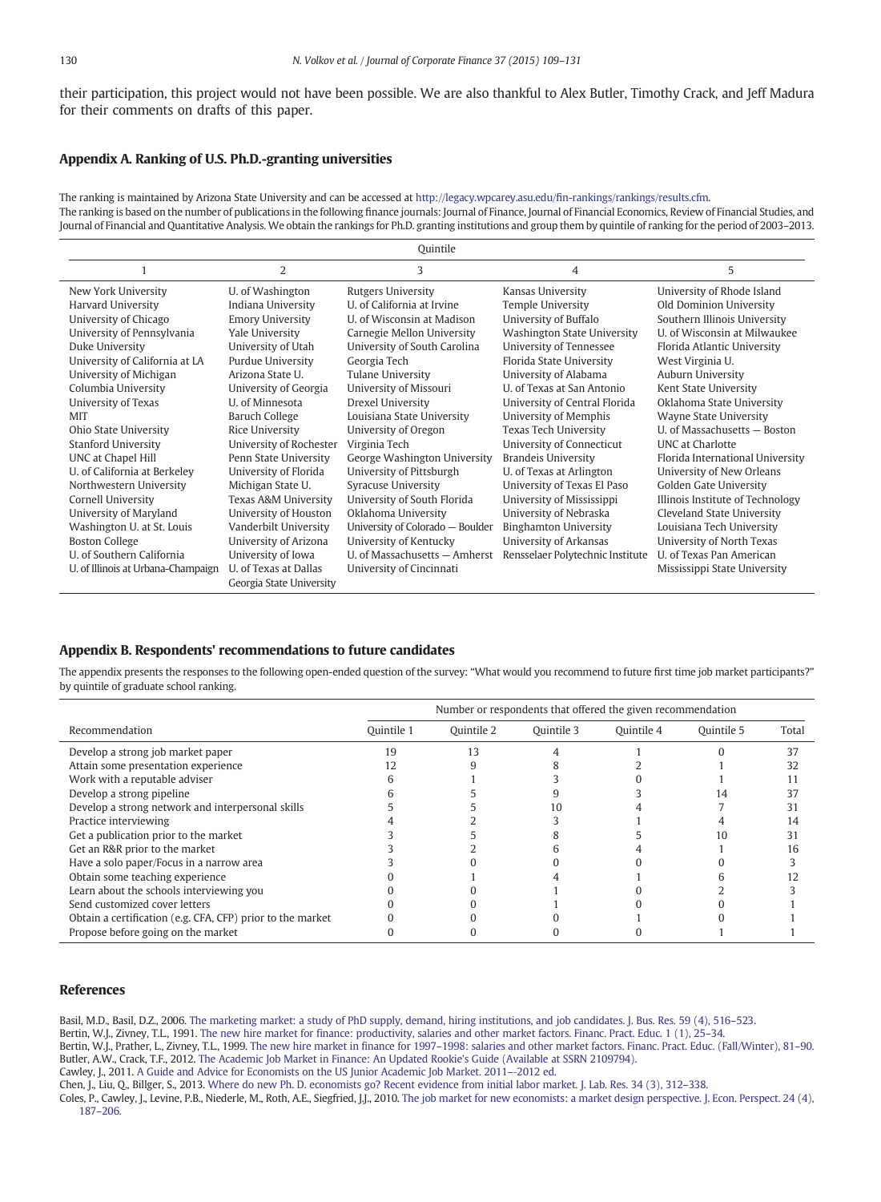their participation, this project would not have been possible. We are also thankful to Alex Butler, Timothy Crack, and Jeff Madura for their comments on drafts of this paper.

## Appendix A. Ranking of U.S. Ph.D.-granting universities

The ranking is maintained by Arizona State University and can be accessed at http://legacy.wpcarey.asu.edu/fin-rankings/rankings/results.cfm.
The ranking is based on the number of publications in the following finance journals: Journal of Finance, Journal of Financial Economics, Review of Financial Studies, and Journal of Financial and Quantitative Analysis. We obtain the rankings for Ph.D. granting institutions and group them by quintile of ranking for the period of 2003–2013.

| Quintile | | | | |
|---|---|---|---|---|
| 1 | 2 | 3 | 4 | 5 |
| New York University | U. of Washington | Rutgers University | Kansas University | University of Rhode Island |
| Harvard University | Indiana University | U. of California at Irvine | Temple University | Old Dominion University |
| University of Chicago | Emory University | U. of Wisconsin at Madison | University of Buffalo | Southern Illinois University |
| University of Pennsylvania | Yale University | Carnegie Mellon University | Washington State University | U. of Wisconsin at Milwaukee |
| Duke University | University of Utah | University of South Carolina | University of Tennessee | Florida Atlantic University |
| University of California at LA | Purdue University | Georgia Tech | Florida State University | West Virginia U. |
| University of Michigan | Arizona State U. | Tulane University | University of Alabama | Auburn University |
| Columbia University | University of Georgia | University of Missouri | U. of Texas at San Antonio | Kent State University |
| University of Texas | U. of Minnesota | Drexel University | University of Central Florida | Oklahoma State University |
| MIT | Baruch College | Louisiana State University | University of Memphis | Wayne State University |
| Ohio State University | Rice University | University of Oregon | Texas Tech University | U. of Massachusetts — Boston |
| Stanford University | University of Rochester | Virginia Tech | University of Connecticut | UNC at Charlotte |
| UNC at Chapel Hill | Penn State University | George Washington University | Brandeis University | Florida International University |
| U. of California at Berkeley | University of Florida | University of Pittsburgh | U. of Texas at Arlington | University of New Orleans |
| Northwestern University | Michigan State U. | Syracuse University | University of Texas El Paso | Golden Gate University |
| Cornell University | Texas A&M University | University of South Florida | University of Mississippi | Illinois Institute of Technology |
| University of Maryland | University of Houston | Oklahoma University | University of Nebraska | Cleveland State University |
| Washington U. at St. Louis | Vanderbilt University | University of Colorado — Boulder | Binghamton University | Louisiana Tech University |
| Boston College | University of Arizona | University of Kentucky | University of Arkansas | University of North Texas |
| U. of Southern California | University of Iowa | U. of Massachusetts — Amherst | Rensselaer Polytechnic Institute | U. of Texas Pan American |
| U. of Illinois at Urbana-Champaign | U. of Texas at Dallas | University of Cincinnati | | Mississippi State University |
| | Georgia State University | | | |

## Appendix B. Respondents' recommendations to future candidates

The appendix presents the responses to the following open-ended question of the survey: "What would you recommend to future first time job market participants?" by quintile of graduate school ranking.

| Recommendation | Number or respondents that offered the given recommendation | | | | | |
|---|---|---|---|---|---|---|
| | Quintile 1 | Quintile 2 | Quintile 3 | Quintile 4 | Quintile 5 | Total |
| Develop a strong job market paper | 19 | 13 | 4 | 1 | 0 | 37 |
| Attain some presentation experience | 12 | 9 | 8 | 2 | 1 | 32 |
| Work with a reputable adviser | 6 | 1 | 3 | 0 | 1 | 11 |
| Develop a strong pipeline | 6 | 5 | 9 | 3 | 14 | 37 |
| Develop a strong network and interpersonal skills | 5 | 5 | 10 | 4 | 7 | 31 |
| Practice interviewing | 4 | 2 | 3 | 1 | 4 | 14 |
| Get a publication prior to the market | 3 | 5 | 8 | 5 | 10 | 31 |
| Get an R&R prior to the market | 3 | 2 | 6 | 4 | 1 | 16 |
| Have a solo paper/Focus in a narrow area | 3 | 0 | 0 | 0 | 0 | 3 |
| Obtain some teaching experience | 0 | 1 | 4 | 1 | 6 | 12 |
| Learn about the schools interviewing you | 0 | 0 | 1 | 0 | 2 | 3 |
| Send customized cover letters | 0 | 0 | 1 | 0 | 0 | 1 |
| Obtain a certification (e.g. CFA, CFP) prior to the market | 0 | 0 | 0 | 1 | 0 | 1 |
| Propose before going on the market | 0 | 0 | 0 | 0 | 1 | 1 |

## References

Basil, M.D., Basil, D.Z., 2006. The marketing market: a study of PhD supply, demand, hiring institutions, and job candidates. J. Bus. Res. 59 (4), 516–523.
Bertin, W.J., Zivney, T.L., 1991. The new hire market for finance: productivity, salaries and other market factors. Financ. Pract. Educ. 1 (1), 25–34.
Bertin, W.J., Prather, L., Zivney, T.L., 1999. The new hire market in finance for 1997–1998: salaries and other market factors. Financ. Pract. Educ. (Fall/Winter), 81–90.
Butler, A.W., Crack, T.F., 2012. The Academic Job Market in Finance: An Updated Rookie's Guide (Available at SSRN 2109794).
Cawley, J., 2011. A Guide and Advice for Economists on the US Junior Academic Job Market. 2011–-2012 ed.
Chen, J., Liu, Q., Billger, S., 2013. Where do new Ph. D. economists go? Recent evidence from initial labor market. J. Lab. Res. 34 (3), 312–338.
Coles, P., Cawley, J., Levine, P.B., Niederle, M., Roth, A.E., Siegfried, J.J., 2010. The job market for new economists: a market design perspective. J. Econ. Perspect. 24 (4), 187–206.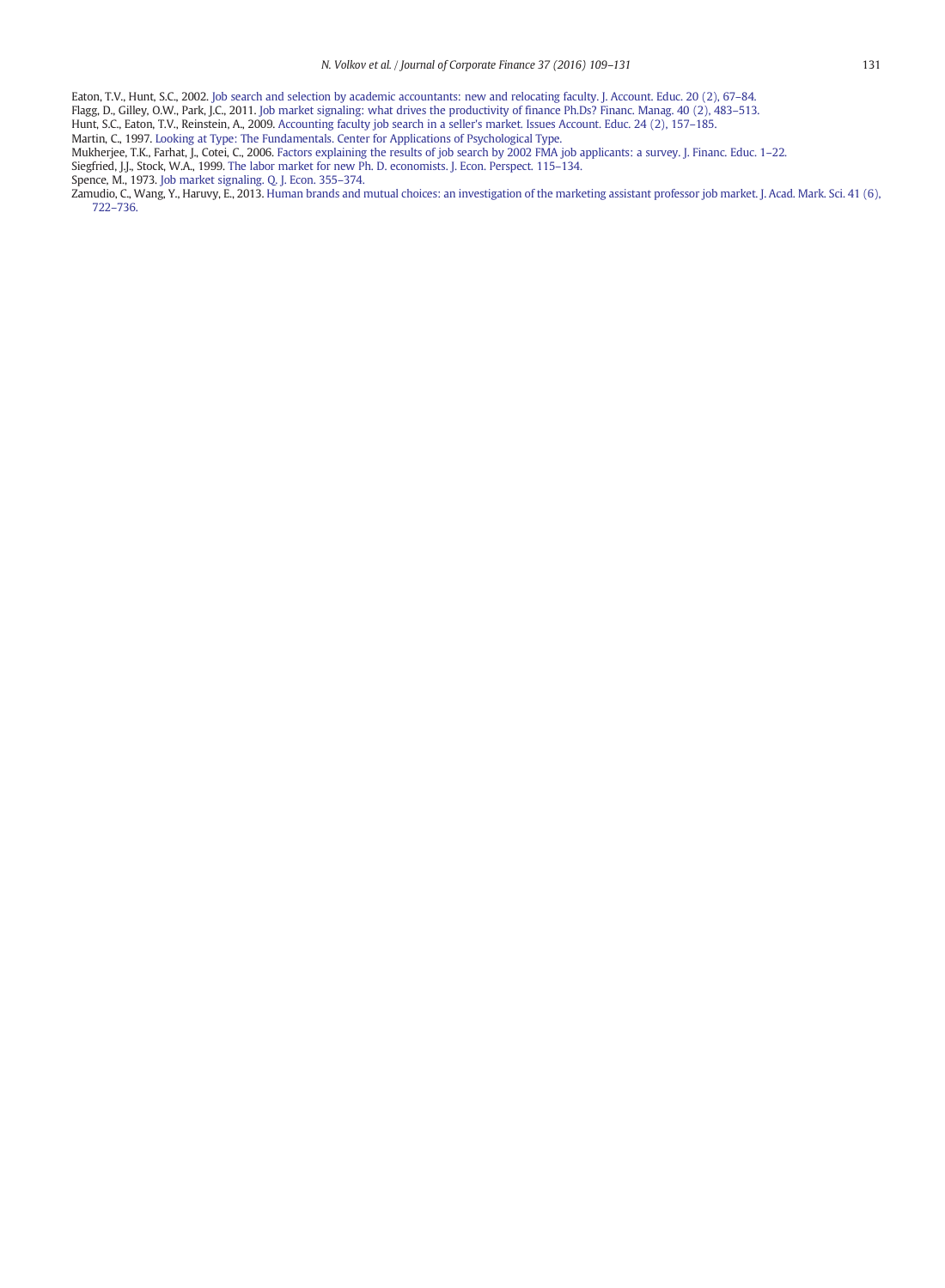Eaton, T.V., Hunt, S.C., 2002. Job search and selection by academic accountants: new and relocating faculty. J. Account. Educ. 20 (2), 67–84.

Flagg, D., Gilley, O.W., Park, J.C., 2011. Job market signaling: what drives the productivity of finance Ph.Ds? Financ. Manag. 40 (2), 483–513.

Hunt, S.C., Eaton, T.V., Reinstein, A., 2009. Accounting faculty job search in a seller's market. Issues Account. Educ. 24 (2), 157–185.

Martin, C., 1997. Looking at Type: The Fundamentals. Center for Applications of Psychological Type.

Mukherjee, T.K., Farhat, J., Cotei, C., 2006. Factors explaining the results of job search by 2002 FMA job applicants: a survey. J. Financ. Educ. 1–22.

Siegfried, J.J., Stock, W.A., 1999. The labor market for new Ph. D. economists. J. Econ. Perspect. 115–134.

Spence, M., 1973. Job market signaling. Q. J. Econ. 355–374.

Zamudio, C., Wang, Y., Haruvy, E., 2013. Human brands and mutual choices: an investigation of the marketing assistant professor job market. J. Acad. Mark. Sci. 41 (6), 722–736.